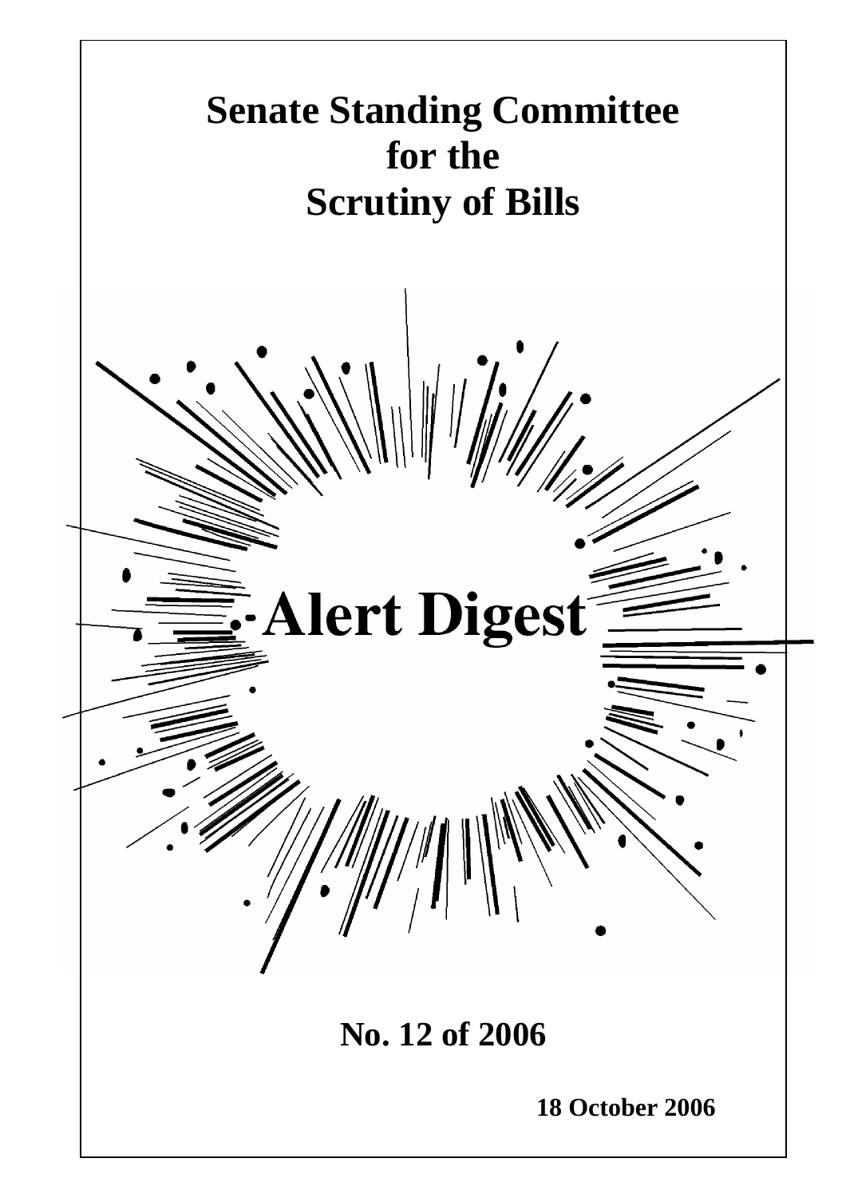# Senate Standing Committee for the Scrutiny of Bills

# Alert Digest

## No. 12 of 2006

**18 October 2006**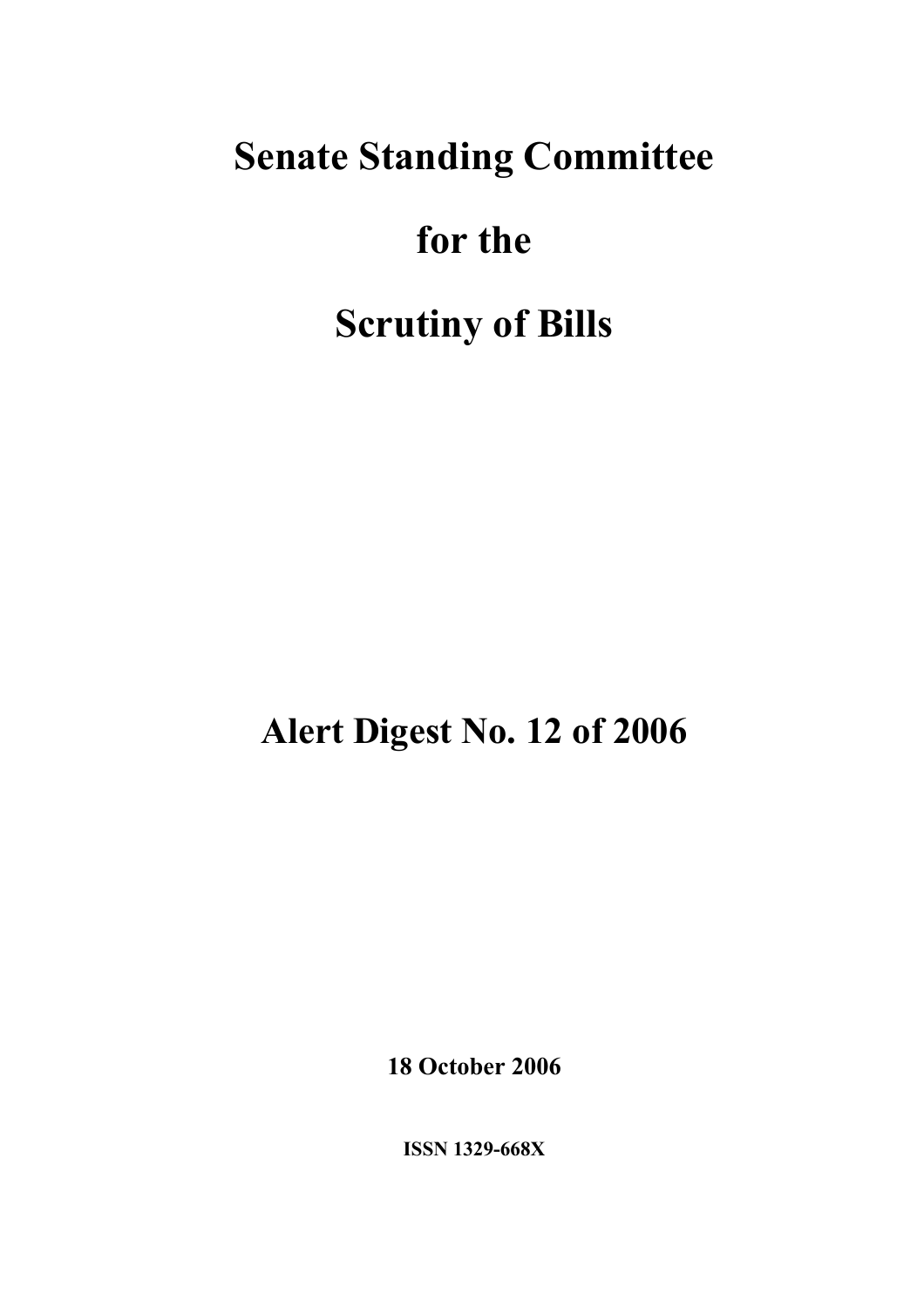# Senate Standing Committee

# for the

# Scrutiny of Bills

## Alert Digest No. 12 of 2006

**18 October 2006**

**ISSN 1329-668X**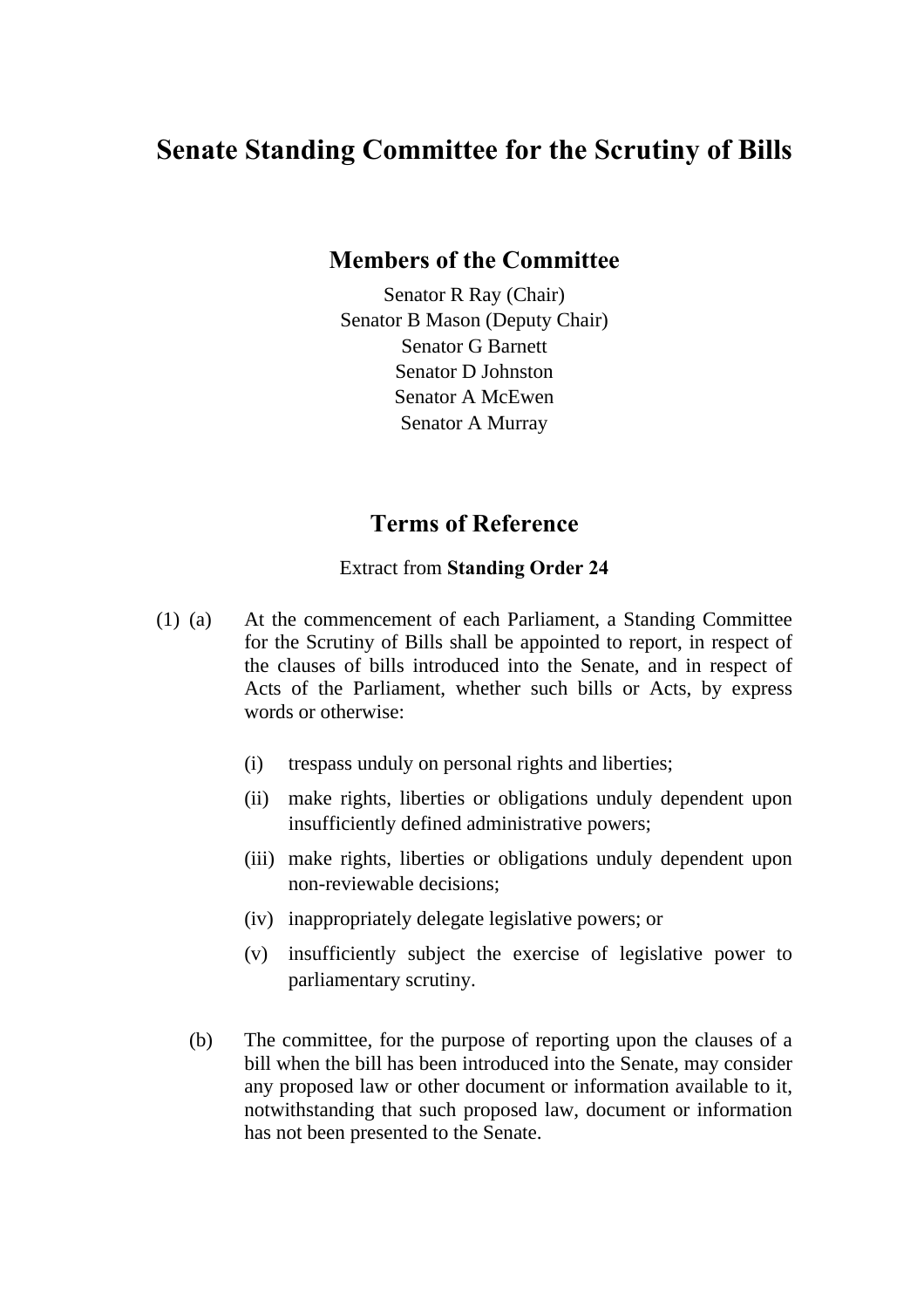# Senate Standing Committee for the Scrutiny of Bills

## Members of the Committee

Senator R Ray (Chair)
Senator B Mason (Deputy Chair)
Senator G Barnett
Senator D Johnston
Senator A McEwen
Senator A Murray

## Terms of Reference

Extract from **Standing Order 24**

(1) (a) At the commencement of each Parliament, a Standing Committee for the Scrutiny of Bills shall be appointed to report, in respect of the clauses of bills introduced into the Senate, and in respect of Acts of the Parliament, whether such bills or Acts, by express words or otherwise:

(i) trespass unduly on personal rights and liberties;

(ii) make rights, liberties or obligations unduly dependent upon insufficiently defined administrative powers;

(iii) make rights, liberties or obligations unduly dependent upon non-reviewable decisions;

(iv) inappropriately delegate legislative powers; or

(v) insufficiently subject the exercise of legislative power to parliamentary scrutiny.

(b) The committee, for the purpose of reporting upon the clauses of a bill when the bill has been introduced into the Senate, may consider any proposed law or other document or information available to it, notwithstanding that such proposed law, document or information has not been presented to the Senate.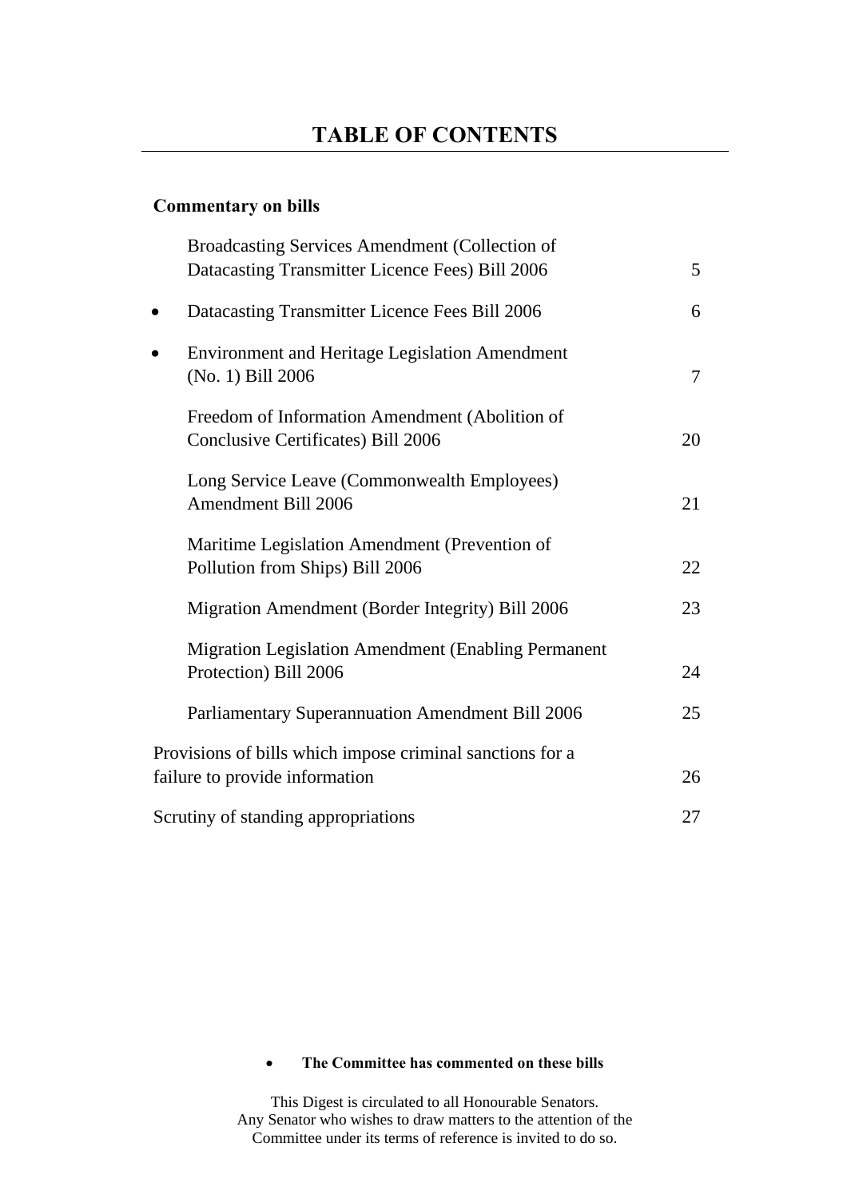# TABLE OF CONTENTS

**Commentary on bills**

| | | |
|---|---|---|
| | Broadcasting Services Amendment (Collection of Datacasting Transmitter Licence Fees) Bill 2006 | 5 |
| • | Datacasting Transmitter Licence Fees Bill 2006 | 6 |
| • | Environment and Heritage Legislation Amendment (No. 1) Bill 2006 | 7 |
| | Freedom of Information Amendment (Abolition of Conclusive Certificates) Bill 2006 | 20 |
| | Long Service Leave (Commonwealth Employees) Amendment Bill 2006 | 21 |
| | Maritime Legislation Amendment (Prevention of Pollution from Ships) Bill 2006 | 22 |
| | Migration Amendment (Border Integrity) Bill 2006 | 23 |
| | Migration Legislation Amendment (Enabling Permanent Protection) Bill 2006 | 24 |
| | Parliamentary Superannuation Amendment Bill 2006 | 25 |

Provisions of bills which impose criminal sanctions for a failure to provide information — 26

Scrutiny of standing appropriations — 27

- **The Committee has commented on these bills**

This Digest is circulated to all Honourable Senators.
Any Senator who wishes to draw matters to the attention of the Committee under its terms of reference is invited to do so.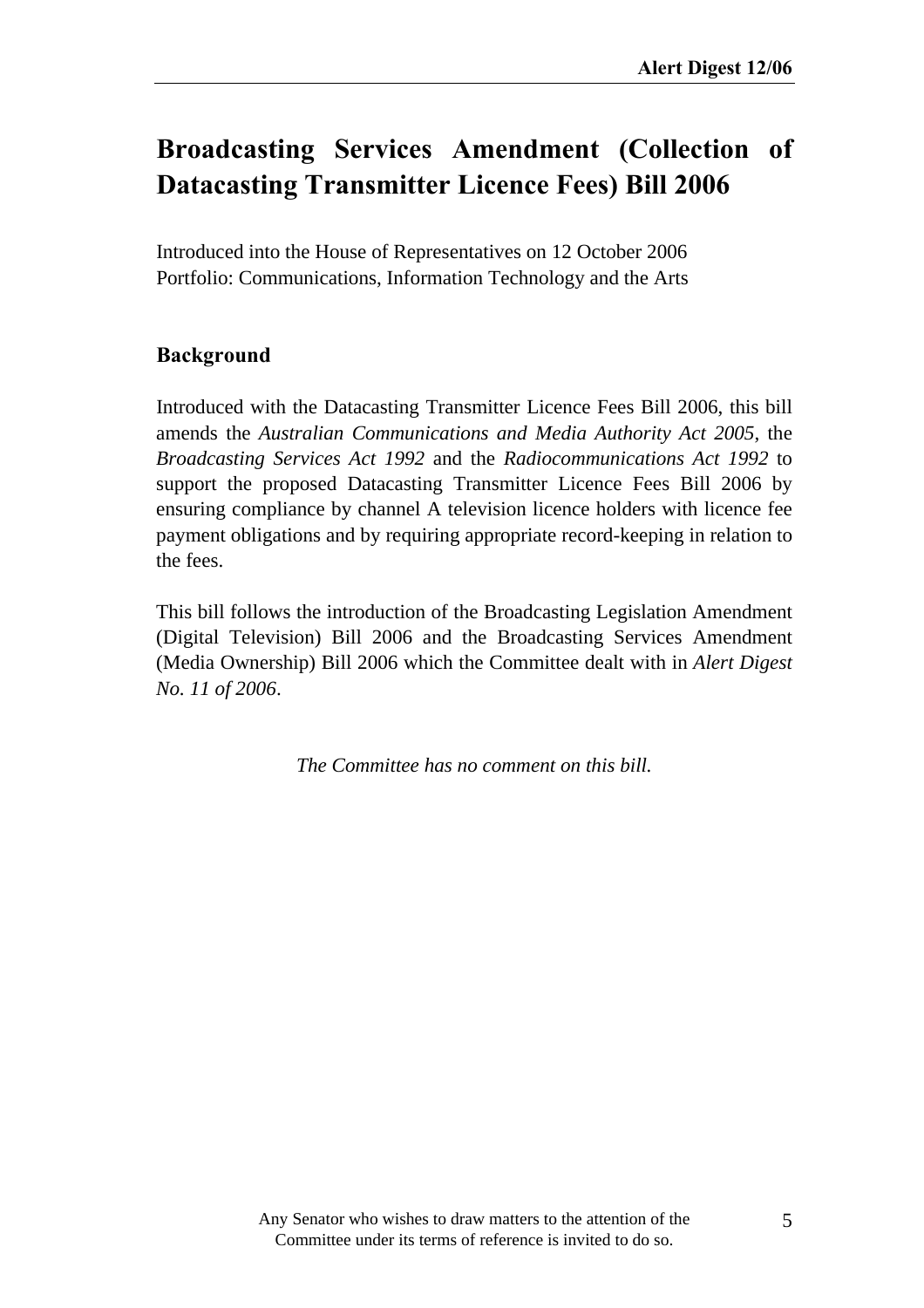# Broadcasting Services Amendment (Collection of Datacasting Transmitter Licence Fees) Bill 2006

Introduced into the House of Representatives on 12 October 2006
Portfolio: Communications, Information Technology and the Arts

## Background

Introduced with the Datacasting Transmitter Licence Fees Bill 2006, this bill amends the *Australian Communications and Media Authority Act 2005*, the *Broadcasting Services Act 1992* and the *Radiocommunications Act 1992* to support the proposed Datacasting Transmitter Licence Fees Bill 2006 by ensuring compliance by channel A television licence holders with licence fee payment obligations and by requiring appropriate record-keeping in relation to the fees.

This bill follows the introduction of the Broadcasting Legislation Amendment (Digital Television) Bill 2006 and the Broadcasting Services Amendment (Media Ownership) Bill 2006 which the Committee dealt with in *Alert Digest No. 11 of 2006*.

*The Committee has no comment on this bill.*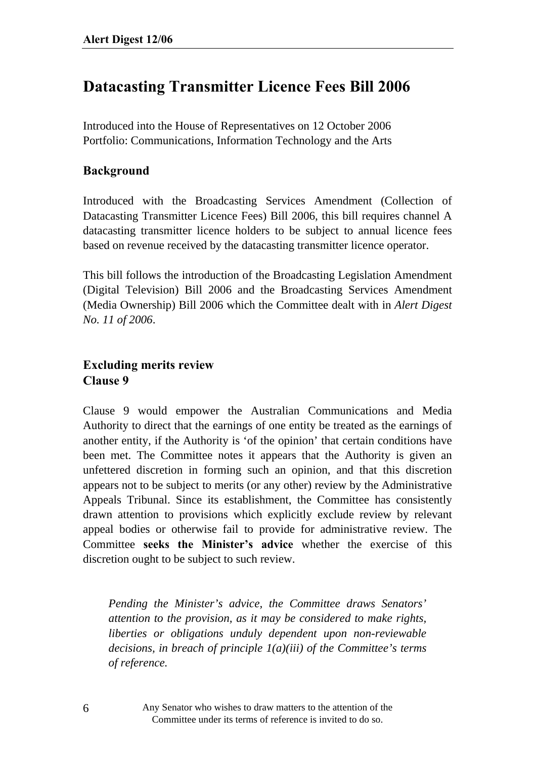# Datacasting Transmitter Licence Fees Bill 2006

Introduced into the House of Representatives on 12 October 2006
Portfolio: Communications, Information Technology and the Arts

## Background

Introduced with the Broadcasting Services Amendment (Collection of Datacasting Transmitter Licence Fees) Bill 2006, this bill requires channel A datacasting transmitter licence holders to be subject to annual licence fees based on revenue received by the datacasting transmitter licence operator.

This bill follows the introduction of the Broadcasting Legislation Amendment (Digital Television) Bill 2006 and the Broadcasting Services Amendment (Media Ownership) Bill 2006 which the Committee dealt with in *Alert Digest No. 11 of 2006*.

## Excluding merits review
## Clause 9

Clause 9 would empower the Australian Communications and Media Authority to direct that the earnings of one entity be treated as the earnings of another entity, if the Authority is 'of the opinion' that certain conditions have been met. The Committee notes it appears that the Authority is given an unfettered discretion in forming such an opinion, and that this discretion appears not to be subject to merits (or any other) review by the Administrative Appeals Tribunal. Since its establishment, the Committee has consistently drawn attention to provisions which explicitly exclude review by relevant appeal bodies or otherwise fail to provide for administrative review. The Committee **seeks the Minister's advice** whether the exercise of this discretion ought to be subject to such review.

> *Pending the Minister's advice, the Committee draws Senators' attention to the provision, as it may be considered to make rights, liberties or obligations unduly dependent upon non-reviewable decisions, in breach of principle 1(a)(iii) of the Committee's terms of reference.*

Any Senator who wishes to draw matters to the attention of the Committee under its terms of reference is invited to do so.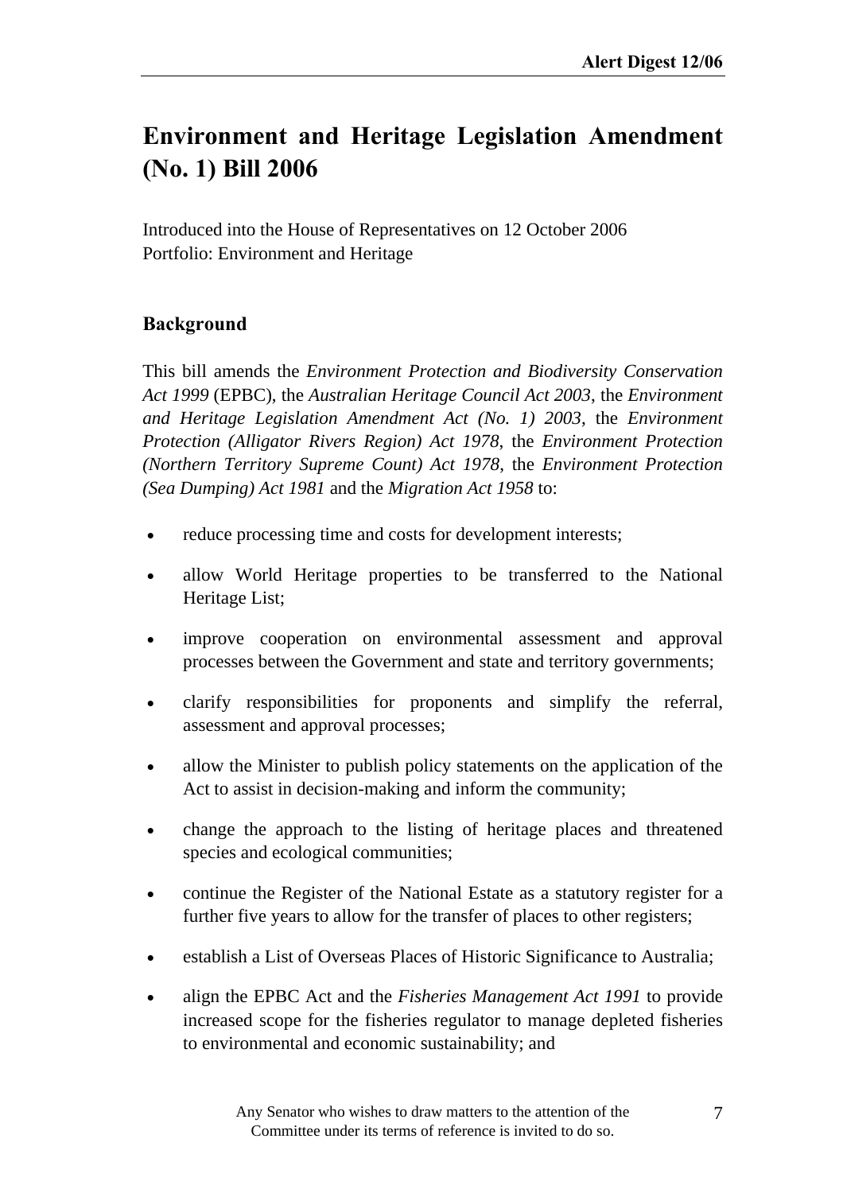# Environment and Heritage Legislation Amendment (No. 1) Bill 2006

Introduced into the House of Representatives on 12 October 2006
Portfolio: Environment and Heritage

## Background

This bill amends the *Environment Protection and Biodiversity Conservation Act 1999* (EPBC), the *Australian Heritage Council Act 2003*, the *Environment and Heritage Legislation Amendment Act (No. 1) 2003*, the *Environment Protection (Alligator Rivers Region) Act 1978*, the *Environment Protection (Northern Territory Supreme Count) Act 1978*, the *Environment Protection (Sea Dumping) Act 1981* and the *Migration Act 1958* to:

- reduce processing time and costs for development interests;
- allow World Heritage properties to be transferred to the National Heritage List;
- improve cooperation on environmental assessment and approval processes between the Government and state and territory governments;
- clarify responsibilities for proponents and simplify the referral, assessment and approval processes;
- allow the Minister to publish policy statements on the application of the Act to assist in decision-making and inform the community;
- change the approach to the listing of heritage places and threatened species and ecological communities;
- continue the Register of the National Estate as a statutory register for a further five years to allow for the transfer of places to other registers;
- establish a List of Overseas Places of Historic Significance to Australia;
- align the EPBC Act and the *Fisheries Management Act 1991* to provide increased scope for the fisheries regulator to manage depleted fisheries to environmental and economic sustainability; and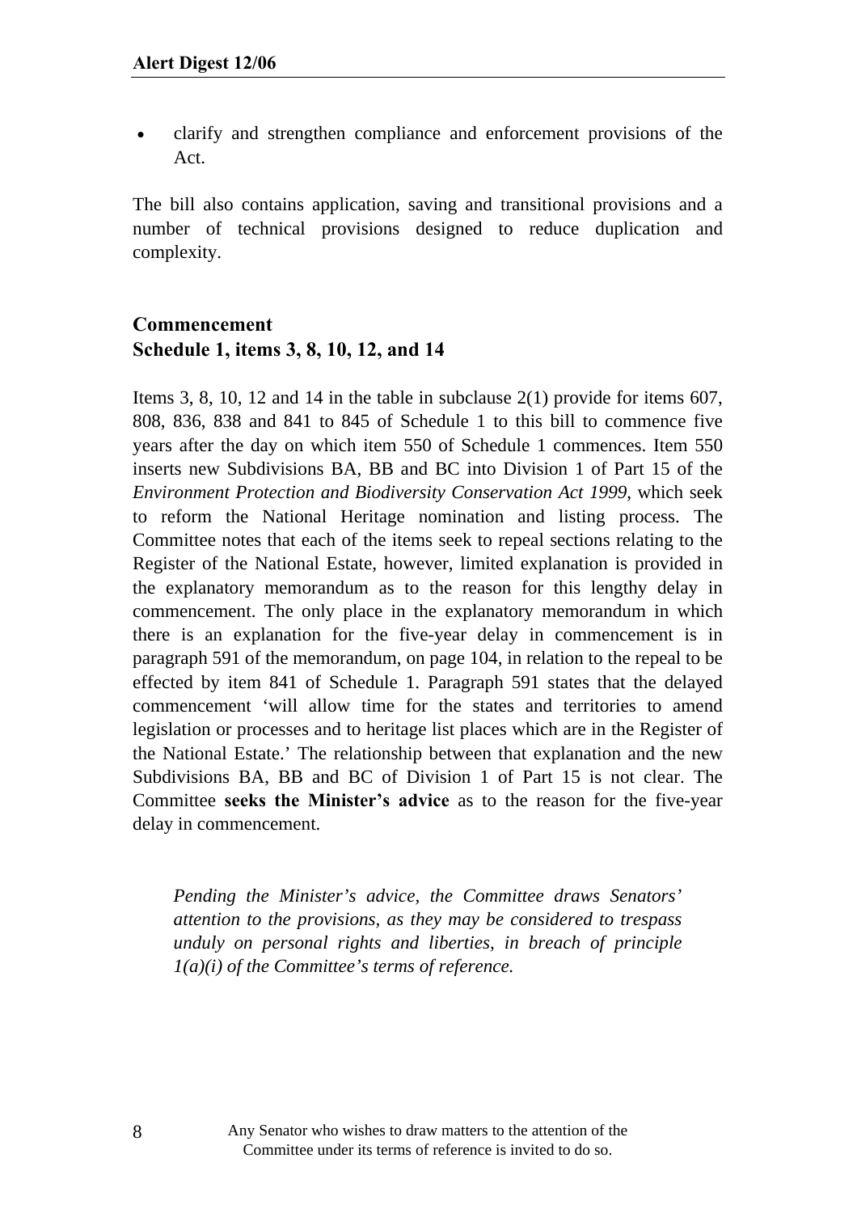- clarify and strengthen compliance and enforcement provisions of the Act.

The bill also contains application, saving and transitional provisions and a number of technical provisions designed to reduce duplication and complexity.

### Commencement
### Schedule 1, items 3, 8, 10, 12, and 14

Items 3, 8, 10, 12 and 14 in the table in subclause 2(1) provide for items 607, 808, 836, 838 and 841 to 845 of Schedule 1 to this bill to commence five years after the day on which item 550 of Schedule 1 commences. Item 550 inserts new Subdivisions BA, BB and BC into Division 1 of Part 15 of the *Environment Protection and Biodiversity Conservation Act 1999*, which seek to reform the National Heritage nomination and listing process. The Committee notes that each of the items seek to repeal sections relating to the Register of the National Estate, however, limited explanation is provided in the explanatory memorandum as to the reason for this lengthy delay in commencement. The only place in the explanatory memorandum in which there is an explanation for the five-year delay in commencement is in paragraph 591 of the memorandum, on page 104, in relation to the repeal to be effected by item 841 of Schedule 1. Paragraph 591 states that the delayed commencement 'will allow time for the states and territories to amend legislation or processes and to heritage list places which are in the Register of the National Estate.' The relationship between that explanation and the new Subdivisions BA, BB and BC of Division 1 of Part 15 is not clear. The Committee **seeks the Minister's advice** as to the reason for the five-year delay in commencement.

> *Pending the Minister's advice, the Committee draws Senators' attention to the provisions, as they may be considered to trespass unduly on personal rights and liberties, in breach of principle 1(a)(i) of the Committee's terms of reference.*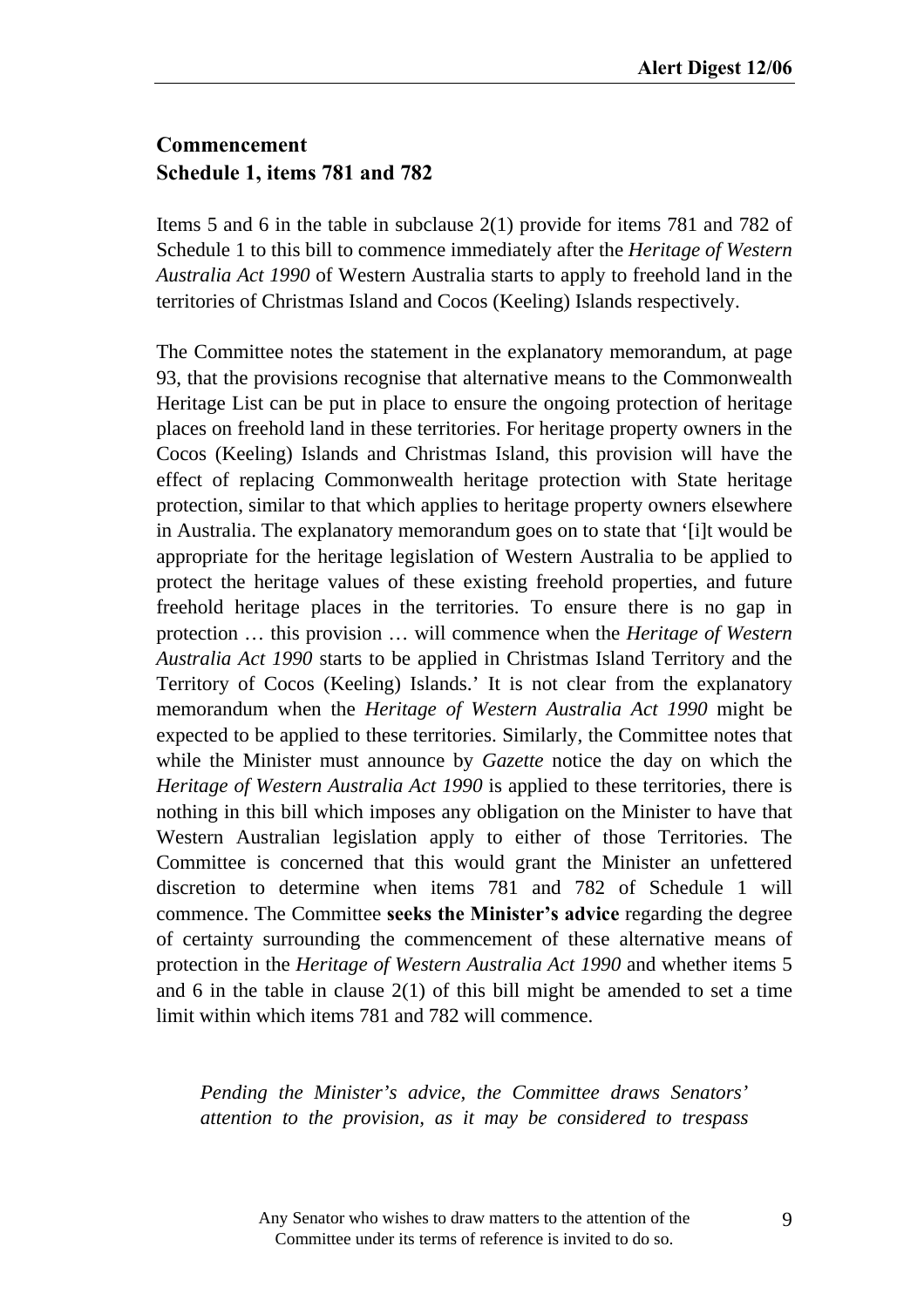## Commencement
## Schedule 1, items 781 and 782

Items 5 and 6 in the table in subclause 2(1) provide for items 781 and 782 of Schedule 1 to this bill to commence immediately after the *Heritage of Western Australia Act 1990* of Western Australia starts to apply to freehold land in the territories of Christmas Island and Cocos (Keeling) Islands respectively.

The Committee notes the statement in the explanatory memorandum, at page 93, that the provisions recognise that alternative means to the Commonwealth Heritage List can be put in place to ensure the ongoing protection of heritage places on freehold land in these territories. For heritage property owners in the Cocos (Keeling) Islands and Christmas Island, this provision will have the effect of replacing Commonwealth heritage protection with State heritage protection, similar to that which applies to heritage property owners elsewhere in Australia. The explanatory memorandum goes on to state that '[i]t would be appropriate for the heritage legislation of Western Australia to be applied to protect the heritage values of these existing freehold properties, and future freehold heritage places in the territories. To ensure there is no gap in protection … this provision … will commence when the *Heritage of Western Australia Act 1990* starts to be applied in Christmas Island Territory and the Territory of Cocos (Keeling) Islands.' It is not clear from the explanatory memorandum when the *Heritage of Western Australia Act 1990* might be expected to be applied to these territories. Similarly, the Committee notes that while the Minister must announce by *Gazette* notice the day on which the *Heritage of Western Australia Act 1990* is applied to these territories, there is nothing in this bill which imposes any obligation on the Minister to have that Western Australian legislation apply to either of those Territories. The Committee is concerned that this would grant the Minister an unfettered discretion to determine when items 781 and 782 of Schedule 1 will commence. The Committee **seeks the Minister's advice** regarding the degree of certainty surrounding the commencement of these alternative means of protection in the *Heritage of Western Australia Act 1990* and whether items 5 and 6 in the table in clause 2(1) of this bill might be amended to set a time limit within which items 781 and 782 will commence.

*Pending the Minister's advice, the Committee draws Senators' attention to the provision, as it may be considered to trespass*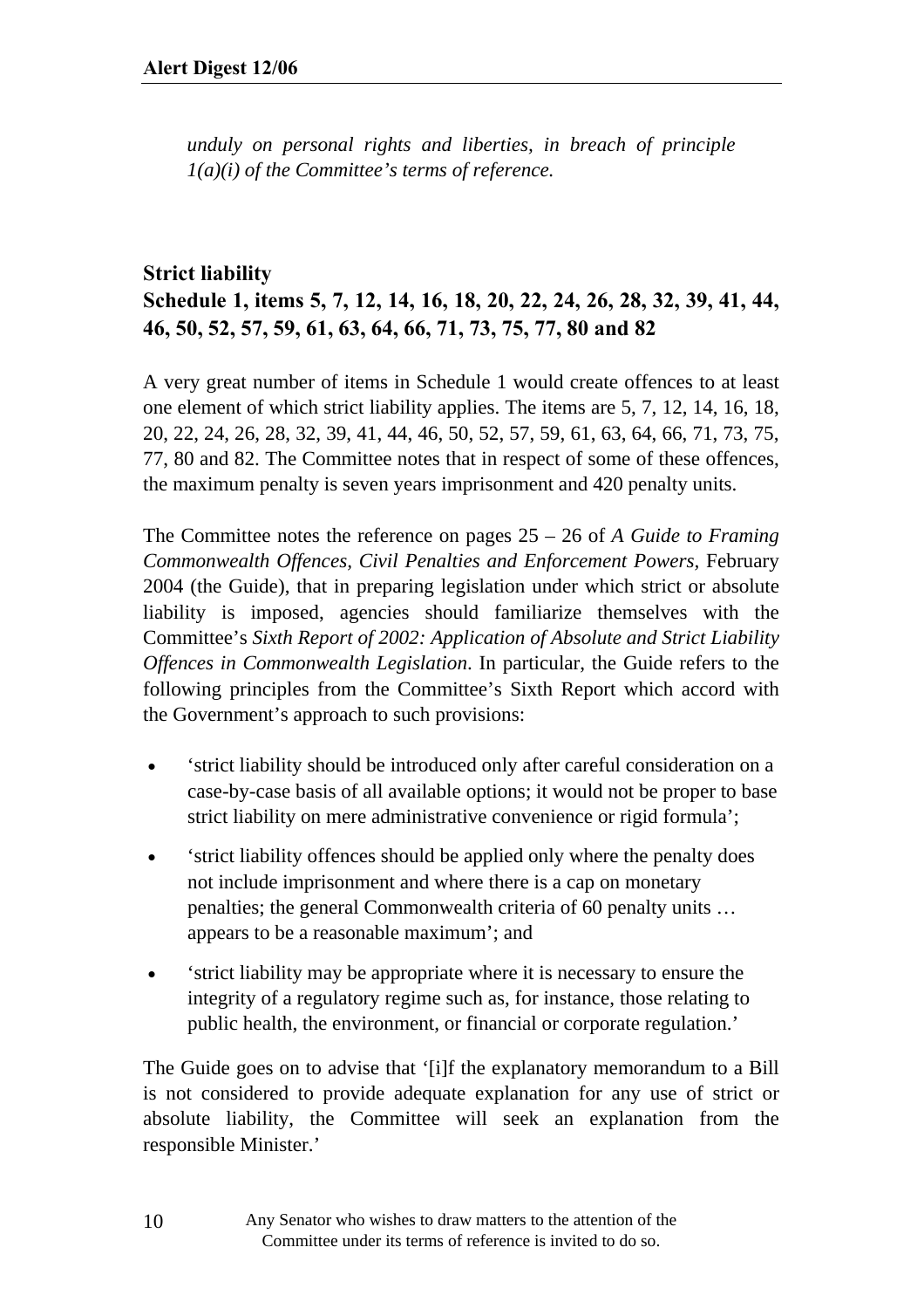*unduly on personal rights and liberties, in breach of principle 1(a)(i) of the Committee's terms of reference.*

### Strict liability
### Schedule 1, items 5, 7, 12, 14, 16, 18, 20, 22, 24, 26, 28, 32, 39, 41, 44, 46, 50, 52, 57, 59, 61, 63, 64, 66, 71, 73, 75, 77, 80 and 82

A very great number of items in Schedule 1 would create offences to at least one element of which strict liability applies. The items are 5, 7, 12, 14, 16, 18, 20, 22, 24, 26, 28, 32, 39, 41, 44, 46, 50, 52, 57, 59, 61, 63, 64, 66, 71, 73, 75, 77, 80 and 82. The Committee notes that in respect of some of these offences, the maximum penalty is seven years imprisonment and 420 penalty units.

The Committee notes the reference on pages 25 – 26 of *A Guide to Framing Commonwealth Offences, Civil Penalties and Enforcement Powers*, February 2004 (the Guide), that in preparing legislation under which strict or absolute liability is imposed, agencies should familiarize themselves with the Committee's *Sixth Report of 2002: Application of Absolute and Strict Liability Offences in Commonwealth Legislation*. In particular, the Guide refers to the following principles from the Committee's Sixth Report which accord with the Government's approach to such provisions:

- 'strict liability should be introduced only after careful consideration on a case-by-case basis of all available options; it would not be proper to base strict liability on mere administrative convenience or rigid formula';
- 'strict liability offences should be applied only where the penalty does not include imprisonment and where there is a cap on monetary penalties; the general Commonwealth criteria of 60 penalty units … appears to be a reasonable maximum'; and
- 'strict liability may be appropriate where it is necessary to ensure the integrity of a regulatory regime such as, for instance, those relating to public health, the environment, or financial or corporate regulation.'

The Guide goes on to advise that '[i]f the explanatory memorandum to a Bill is not considered to provide adequate explanation for any use of strict or absolute liability, the Committee will seek an explanation from the responsible Minister.'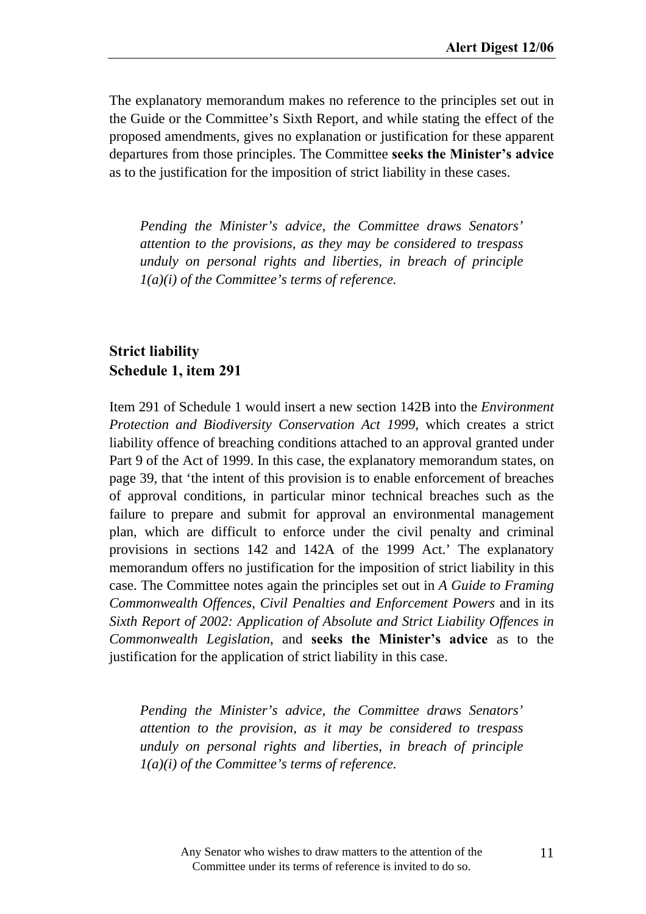The explanatory memorandum makes no reference to the principles set out in the Guide or the Committee's Sixth Report, and while stating the effect of the proposed amendments, gives no explanation or justification for these apparent departures from those principles. The Committee **seeks the Minister's advice** as to the justification for the imposition of strict liability in these cases.

> *Pending the Minister's advice, the Committee draws Senators' attention to the provisions, as they may be considered to trespass unduly on personal rights and liberties, in breach of principle 1(a)(i) of the Committee's terms of reference.*

### Strict liability
### Schedule 1, item 291

Item 291 of Schedule 1 would insert a new section 142B into the *Environment Protection and Biodiversity Conservation Act 1999*, which creates a strict liability offence of breaching conditions attached to an approval granted under Part 9 of the Act of 1999. In this case, the explanatory memorandum states, on page 39, that 'the intent of this provision is to enable enforcement of breaches of approval conditions, in particular minor technical breaches such as the failure to prepare and submit for approval an environmental management plan, which are difficult to enforce under the civil penalty and criminal provisions in sections 142 and 142A of the 1999 Act.' The explanatory memorandum offers no justification for the imposition of strict liability in this case. The Committee notes again the principles set out in *A Guide to Framing Commonwealth Offences, Civil Penalties and Enforcement Powers* and in its *Sixth Report of 2002: Application of Absolute and Strict Liability Offences in Commonwealth Legislation*, and **seeks the Minister's advice** as to the justification for the application of strict liability in this case.

> *Pending the Minister's advice, the Committee draws Senators' attention to the provision, as it may be considered to trespass unduly on personal rights and liberties, in breach of principle 1(a)(i) of the Committee's terms of reference.*

Any Senator who wishes to draw matters to the attention of the Committee under its terms of reference is invited to do so.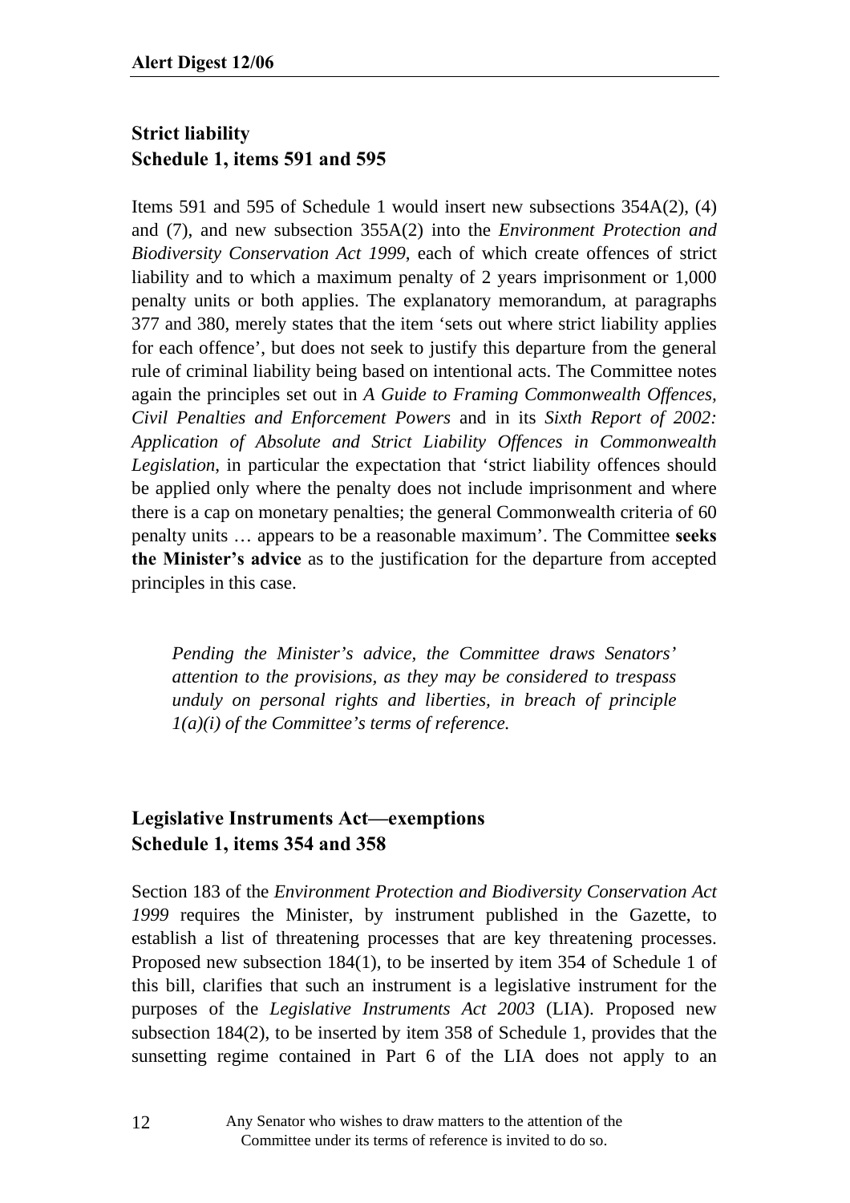### Strict liability
### Schedule 1, items 591 and 595

Items 591 and 595 of Schedule 1 would insert new subsections 354A(2), (4) and (7), and new subsection 355A(2) into the *Environment Protection and Biodiversity Conservation Act 1999*, each of which create offences of strict liability and to which a maximum penalty of 2 years imprisonment or 1,000 penalty units or both applies. The explanatory memorandum, at paragraphs 377 and 380, merely states that the item 'sets out where strict liability applies for each offence', but does not seek to justify this departure from the general rule of criminal liability being based on intentional acts. The Committee notes again the principles set out in *A Guide to Framing Commonwealth Offences, Civil Penalties and Enforcement Powers* and in its *Sixth Report of 2002: Application of Absolute and Strict Liability Offences in Commonwealth Legislation*, in particular the expectation that 'strict liability offences should be applied only where the penalty does not include imprisonment and where there is a cap on monetary penalties; the general Commonwealth criteria of 60 penalty units … appears to be a reasonable maximum'. The Committee **seeks the Minister's advice** as to the justification for the departure from accepted principles in this case.

> *Pending the Minister's advice, the Committee draws Senators' attention to the provisions, as they may be considered to trespass unduly on personal rights and liberties, in breach of principle 1(a)(i) of the Committee's terms of reference.*

### Legislative Instruments Act—exemptions
### Schedule 1, items 354 and 358

Section 183 of the *Environment Protection and Biodiversity Conservation Act 1999* requires the Minister, by instrument published in the Gazette, to establish a list of threatening processes that are key threatening processes. Proposed new subsection 184(1), to be inserted by item 354 of Schedule 1 of this bill, clarifies that such an instrument is a legislative instrument for the purposes of the *Legislative Instruments Act 2003* (LIA). Proposed new subsection 184(2), to be inserted by item 358 of Schedule 1, provides that the sunsetting regime contained in Part 6 of the LIA does not apply to an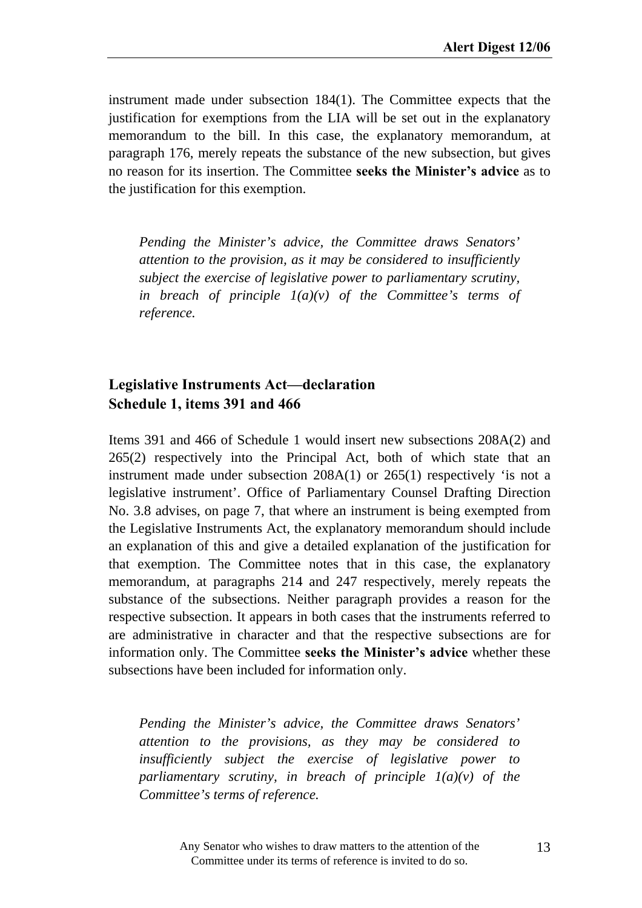instrument made under subsection 184(1). The Committee expects that the justification for exemptions from the LIA will be set out in the explanatory memorandum to the bill. In this case, the explanatory memorandum, at paragraph 176, merely repeats the substance of the new subsection, but gives no reason for its insertion. The Committee **seeks the Minister's advice** as to the justification for this exemption.

> *Pending the Minister's advice, the Committee draws Senators' attention to the provision, as it may be considered to insufficiently subject the exercise of legislative power to parliamentary scrutiny, in breach of principle 1(a)(v) of the Committee's terms of reference.*

### Legislative Instruments Act—declaration
### Schedule 1, items 391 and 466

Items 391 and 466 of Schedule 1 would insert new subsections 208A(2) and 265(2) respectively into the Principal Act, both of which state that an instrument made under subsection 208A(1) or 265(1) respectively 'is not a legislative instrument'. Office of Parliamentary Counsel Drafting Direction No. 3.8 advises, on page 7, that where an instrument is being exempted from the Legislative Instruments Act, the explanatory memorandum should include an explanation of this and give a detailed explanation of the justification for that exemption. The Committee notes that in this case, the explanatory memorandum, at paragraphs 214 and 247 respectively, merely repeats the substance of the subsections. Neither paragraph provides a reason for the respective subsection. It appears in both cases that the instruments referred to are administrative in character and that the respective subsections are for information only. The Committee **seeks the Minister's advice** whether these subsections have been included for information only.

> *Pending the Minister's advice, the Committee draws Senators' attention to the provisions, as they may be considered to insufficiently subject the exercise of legislative power to parliamentary scrutiny, in breach of principle 1(a)(v) of the Committee's terms of reference.*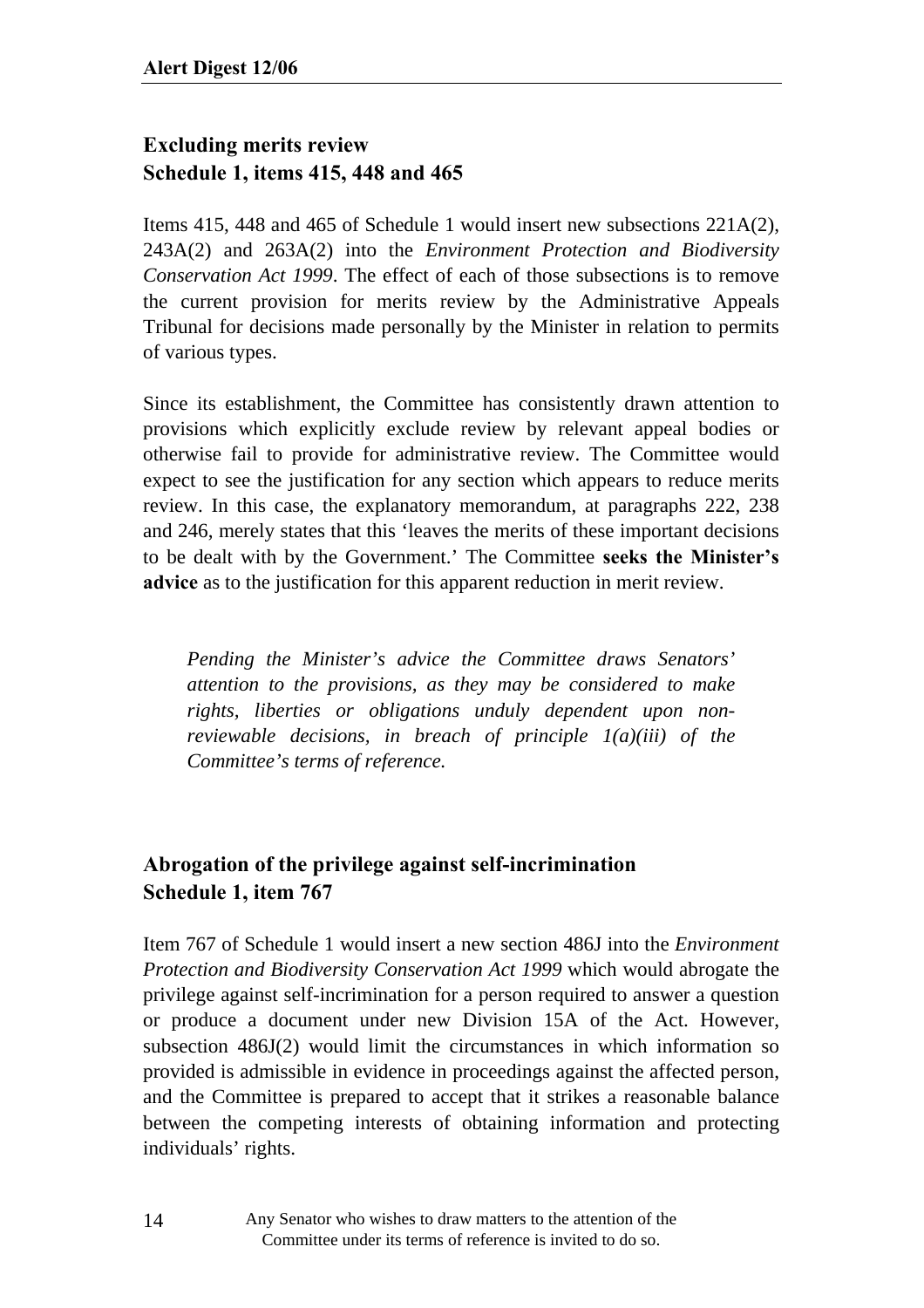### Excluding merits review
### Schedule 1, items 415, 448 and 465

Items 415, 448 and 465 of Schedule 1 would insert new subsections 221A(2), 243A(2) and 263A(2) into the *Environment Protection and Biodiversity Conservation Act 1999*. The effect of each of those subsections is to remove the current provision for merits review by the Administrative Appeals Tribunal for decisions made personally by the Minister in relation to permits of various types.

Since its establishment, the Committee has consistently drawn attention to provisions which explicitly exclude review by relevant appeal bodies or otherwise fail to provide for administrative review. The Committee would expect to see the justification for any section which appears to reduce merits review. In this case, the explanatory memorandum, at paragraphs 222, 238 and 246, merely states that this 'leaves the merits of these important decisions to be dealt with by the Government.' The Committee **seeks the Minister's advice** as to the justification for this apparent reduction in merit review.

> *Pending the Minister's advice the Committee draws Senators' attention to the provisions, as they may be considered to make rights, liberties or obligations unduly dependent upon non-reviewable decisions, in breach of principle 1(a)(iii) of the Committee's terms of reference.*

### Abrogation of the privilege against self-incrimination
### Schedule 1, item 767

Item 767 of Schedule 1 would insert a new section 486J into the *Environment Protection and Biodiversity Conservation Act 1999* which would abrogate the privilege against self-incrimination for a person required to answer a question or produce a document under new Division 15A of the Act. However, subsection 486J(2) would limit the circumstances in which information so provided is admissible in evidence in proceedings against the affected person, and the Committee is prepared to accept that it strikes a reasonable balance between the competing interests of obtaining information and protecting individuals' rights.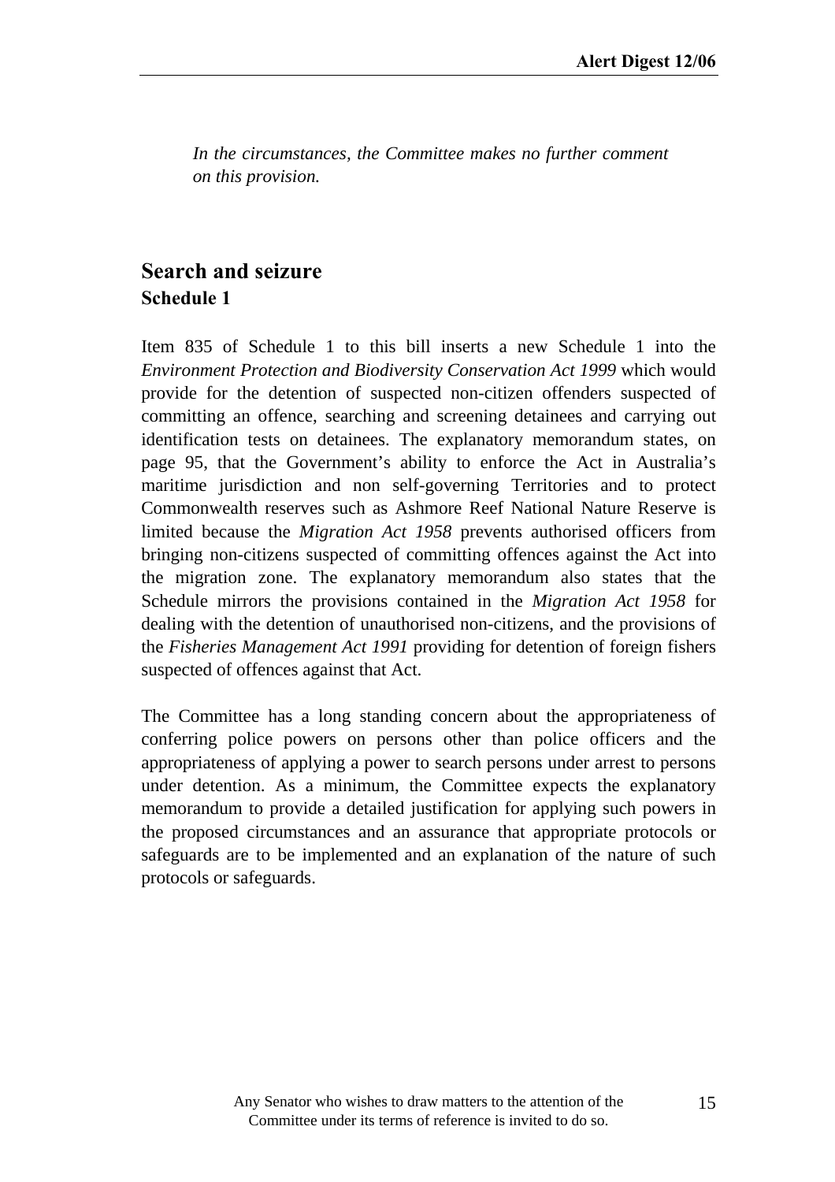*In the circumstances, the Committee makes no further comment on this provision.*

## Search and seizure
### Schedule 1

Item 835 of Schedule 1 to this bill inserts a new Schedule 1 into the *Environment Protection and Biodiversity Conservation Act 1999* which would provide for the detention of suspected non-citizen offenders suspected of committing an offence, searching and screening detainees and carrying out identification tests on detainees. The explanatory memorandum states, on page 95, that the Government's ability to enforce the Act in Australia's maritime jurisdiction and non self-governing Territories and to protect Commonwealth reserves such as Ashmore Reef National Nature Reserve is limited because the *Migration Act 1958* prevents authorised officers from bringing non-citizens suspected of committing offences against the Act into the migration zone. The explanatory memorandum also states that the Schedule mirrors the provisions contained in the *Migration Act 1958* for dealing with the detention of unauthorised non-citizens, and the provisions of the *Fisheries Management Act 1991* providing for detention of foreign fishers suspected of offences against that Act.

The Committee has a long standing concern about the appropriateness of conferring police powers on persons other than police officers and the appropriateness of applying a power to search persons under arrest to persons under detention. As a minimum, the Committee expects the explanatory memorandum to provide a detailed justification for applying such powers in the proposed circumstances and an assurance that appropriate protocols or safeguards are to be implemented and an explanation of the nature of such protocols or safeguards.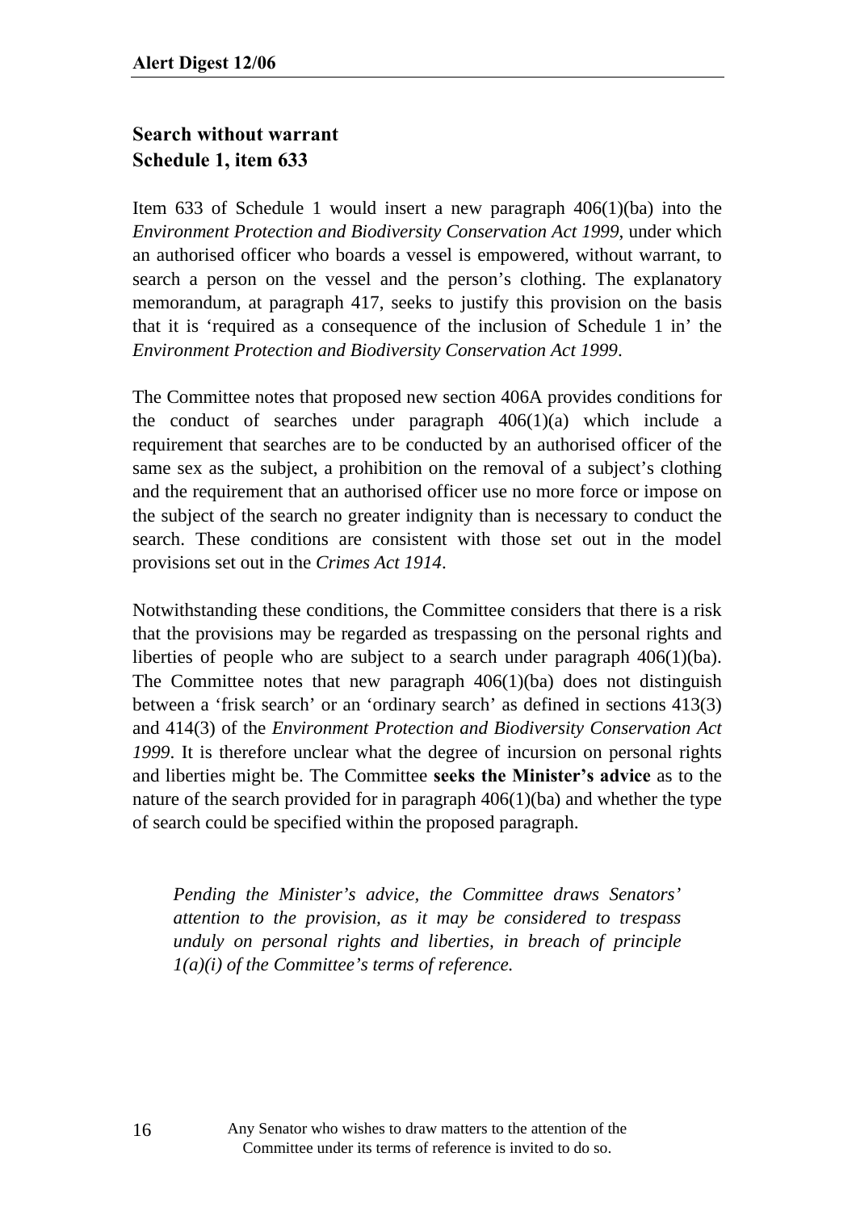### Search without warrant
### Schedule 1, item 633

Item 633 of Schedule 1 would insert a new paragraph 406(1)(ba) into the *Environment Protection and Biodiversity Conservation Act 1999*, under which an authorised officer who boards a vessel is empowered, without warrant, to search a person on the vessel and the person's clothing. The explanatory memorandum, at paragraph 417, seeks to justify this provision on the basis that it is 'required as a consequence of the inclusion of Schedule 1 in' the *Environment Protection and Biodiversity Conservation Act 1999*.

The Committee notes that proposed new section 406A provides conditions for the conduct of searches under paragraph 406(1)(a) which include a requirement that searches are to be conducted by an authorised officer of the same sex as the subject, a prohibition on the removal of a subject's clothing and the requirement that an authorised officer use no more force or impose on the subject of the search no greater indignity than is necessary to conduct the search. These conditions are consistent with those set out in the model provisions set out in the *Crimes Act 1914*.

Notwithstanding these conditions, the Committee considers that there is a risk that the provisions may be regarded as trespassing on the personal rights and liberties of people who are subject to a search under paragraph 406(1)(ba). The Committee notes that new paragraph 406(1)(ba) does not distinguish between a 'frisk search' or an 'ordinary search' as defined in sections 413(3) and 414(3) of the *Environment Protection and Biodiversity Conservation Act 1999*. It is therefore unclear what the degree of incursion on personal rights and liberties might be. The Committee **seeks the Minister's advice** as to the nature of the search provided for in paragraph 406(1)(ba) and whether the type of search could be specified within the proposed paragraph.

> *Pending the Minister's advice, the Committee draws Senators' attention to the provision, as it may be considered to trespass unduly on personal rights and liberties, in breach of principle 1(a)(i) of the Committee's terms of reference.*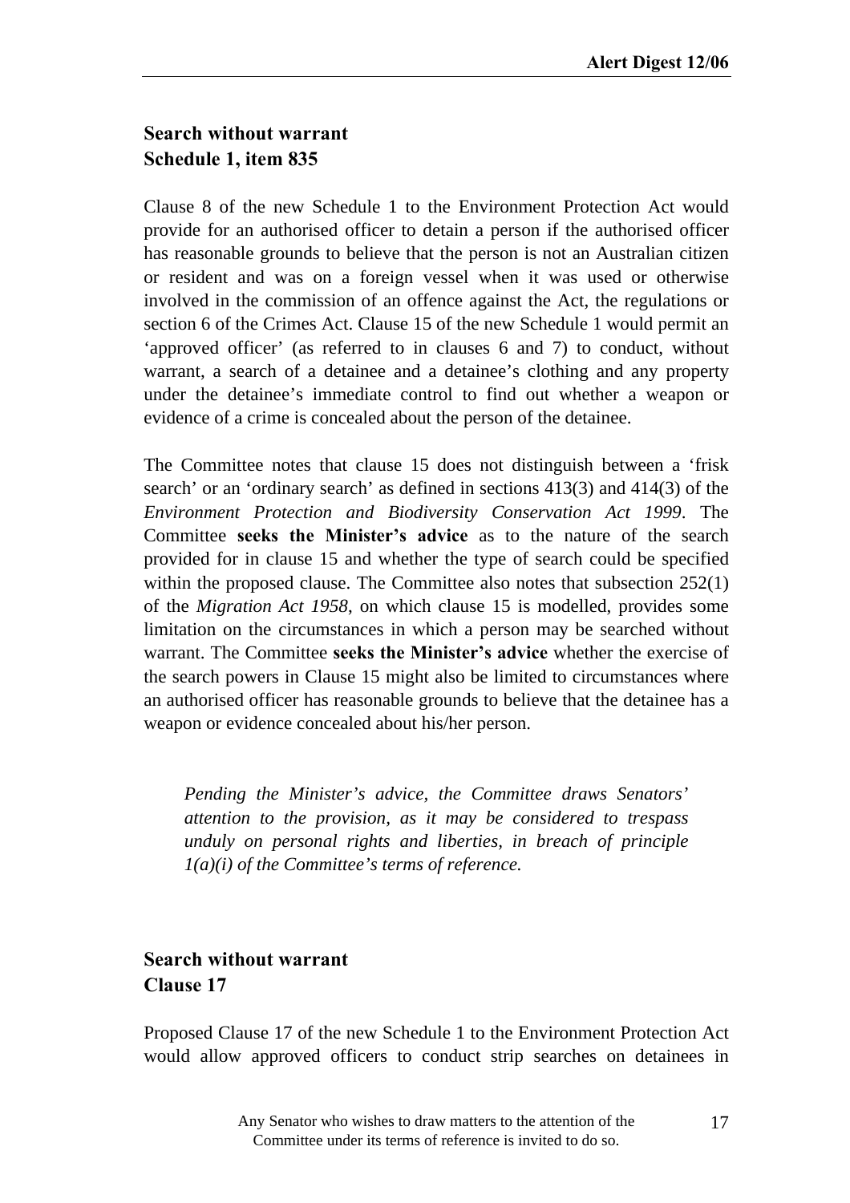### Search without warrant
### Schedule 1, item 835

Clause 8 of the new Schedule 1 to the Environment Protection Act would provide for an authorised officer to detain a person if the authorised officer has reasonable grounds to believe that the person is not an Australian citizen or resident and was on a foreign vessel when it was used or otherwise involved in the commission of an offence against the Act, the regulations or section 6 of the Crimes Act. Clause 15 of the new Schedule 1 would permit an 'approved officer' (as referred to in clauses 6 and 7) to conduct, without warrant, a search of a detainee and a detainee's clothing and any property under the detainee's immediate control to find out whether a weapon or evidence of a crime is concealed about the person of the detainee.

The Committee notes that clause 15 does not distinguish between a 'frisk search' or an 'ordinary search' as defined in sections 413(3) and 414(3) of the *Environment Protection and Biodiversity Conservation Act 1999*. The Committee **seeks the Minister's advice** as to the nature of the search provided for in clause 15 and whether the type of search could be specified within the proposed clause. The Committee also notes that subsection 252(1) of the *Migration Act 1958*, on which clause 15 is modelled, provides some limitation on the circumstances in which a person may be searched without warrant. The Committee **seeks the Minister's advice** whether the exercise of the search powers in Clause 15 might also be limited to circumstances where an authorised officer has reasonable grounds to believe that the detainee has a weapon or evidence concealed about his/her person.

> *Pending the Minister's advice, the Committee draws Senators' attention to the provision, as it may be considered to trespass unduly on personal rights and liberties, in breach of principle 1(a)(i) of the Committee's terms of reference.*

### Search without warrant
### Clause 17

Proposed Clause 17 of the new Schedule 1 to the Environment Protection Act would allow approved officers to conduct strip searches on detainees in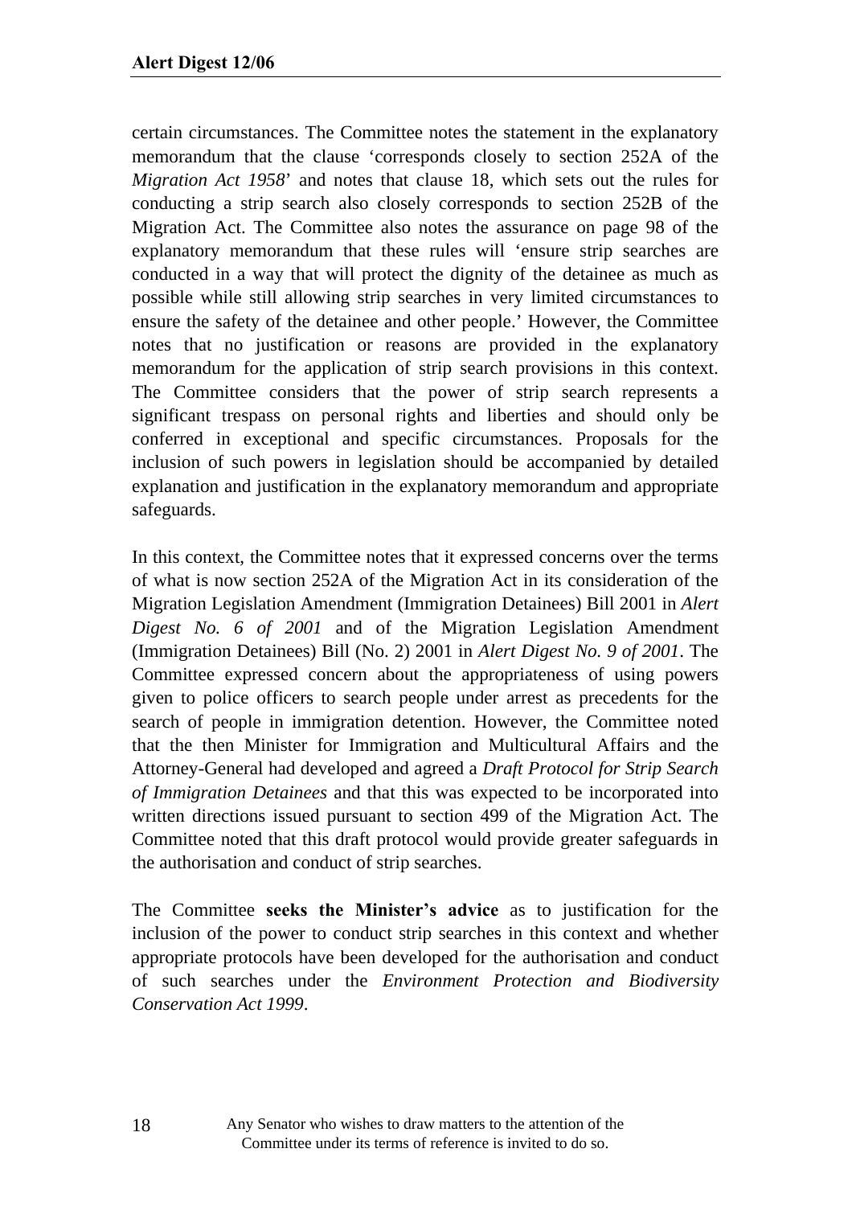certain circumstances. The Committee notes the statement in the explanatory memorandum that the clause 'corresponds closely to section 252A of the *Migration Act 1958*' and notes that clause 18, which sets out the rules for conducting a strip search also closely corresponds to section 252B of the Migration Act. The Committee also notes the assurance on page 98 of the explanatory memorandum that these rules will 'ensure strip searches are conducted in a way that will protect the dignity of the detainee as much as possible while still allowing strip searches in very limited circumstances to ensure the safety of the detainee and other people.' However, the Committee notes that no justification or reasons are provided in the explanatory memorandum for the application of strip search provisions in this context. The Committee considers that the power of strip search represents a significant trespass on personal rights and liberties and should only be conferred in exceptional and specific circumstances. Proposals for the inclusion of such powers in legislation should be accompanied by detailed explanation and justification in the explanatory memorandum and appropriate safeguards.

In this context, the Committee notes that it expressed concerns over the terms of what is now section 252A of the Migration Act in its consideration of the Migration Legislation Amendment (Immigration Detainees) Bill 2001 in *Alert Digest No. 6 of 2001* and of the Migration Legislation Amendment (Immigration Detainees) Bill (No. 2) 2001 in *Alert Digest No. 9 of 2001*. The Committee expressed concern about the appropriateness of using powers given to police officers to search people under arrest as precedents for the search of people in immigration detention. However, the Committee noted that the then Minister for Immigration and Multicultural Affairs and the Attorney-General had developed and agreed a *Draft Protocol for Strip Search of Immigration Detainees* and that this was expected to be incorporated into written directions issued pursuant to section 499 of the Migration Act. The Committee noted that this draft protocol would provide greater safeguards in the authorisation and conduct of strip searches.

The Committee **seeks the Minister's advice** as to justification for the inclusion of the power to conduct strip searches in this context and whether appropriate protocols have been developed for the authorisation and conduct of such searches under the *Environment Protection and Biodiversity Conservation Act 1999*.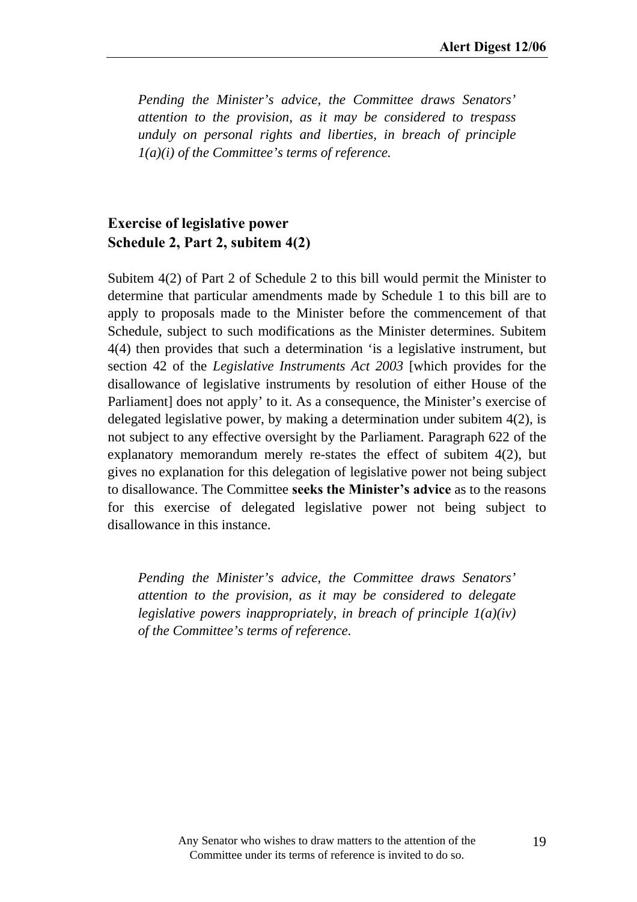*Pending the Minister's advice, the Committee draws Senators' attention to the provision, as it may be considered to trespass unduly on personal rights and liberties, in breach of principle 1(a)(i) of the Committee's terms of reference.*

### Exercise of legislative power
### Schedule 2, Part 2, subitem 4(2)

Subitem 4(2) of Part 2 of Schedule 2 to this bill would permit the Minister to determine that particular amendments made by Schedule 1 to this bill are to apply to proposals made to the Minister before the commencement of that Schedule, subject to such modifications as the Minister determines. Subitem 4(4) then provides that such a determination 'is a legislative instrument, but section 42 of the *Legislative Instruments Act 2003* [which provides for the disallowance of legislative instruments by resolution of either House of the Parliament] does not apply' to it. As a consequence, the Minister's exercise of delegated legislative power, by making a determination under subitem 4(2), is not subject to any effective oversight by the Parliament. Paragraph 622 of the explanatory memorandum merely re-states the effect of subitem 4(2), but gives no explanation for this delegation of legislative power not being subject to disallowance. The Committee **seeks the Minister's advice** as to the reasons for this exercise of delegated legislative power not being subject to disallowance in this instance.

*Pending the Minister's advice, the Committee draws Senators' attention to the provision, as it may be considered to delegate legislative powers inappropriately, in breach of principle 1(a)(iv) of the Committee's terms of reference.*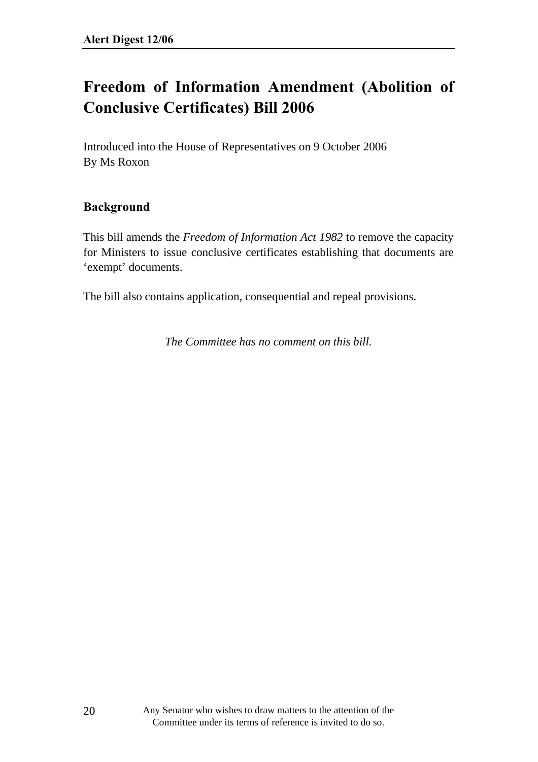# Freedom of Information Amendment (Abolition of Conclusive Certificates) Bill 2006

Introduced into the House of Representatives on 9 October 2006
By Ms Roxon

## Background

This bill amends the *Freedom of Information Act 1982* to remove the capacity for Ministers to issue conclusive certificates establishing that documents are 'exempt' documents.

The bill also contains application, consequential and repeal provisions.

*The Committee has no comment on this bill.*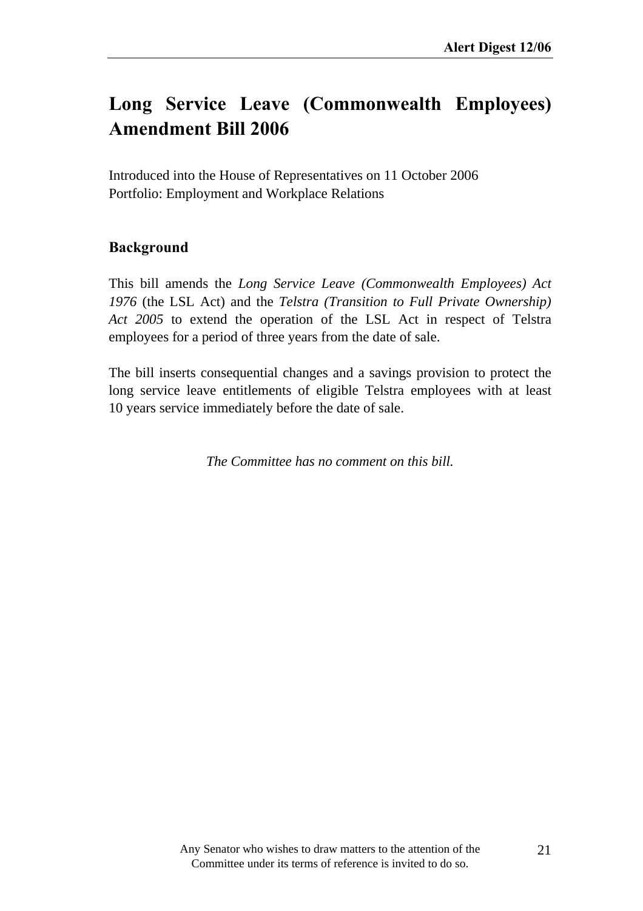# Long Service Leave (Commonwealth Employees) Amendment Bill 2006

Introduced into the House of Representatives on 11 October 2006
Portfolio: Employment and Workplace Relations

## Background

This bill amends the *Long Service Leave (Commonwealth Employees) Act 1976* (the LSL Act) and the *Telstra (Transition to Full Private Ownership) Act 2005* to extend the operation of the LSL Act in respect of Telstra employees for a period of three years from the date of sale.

The bill inserts consequential changes and a savings provision to protect the long service leave entitlements of eligible Telstra employees with at least 10 years service immediately before the date of sale.

*The Committee has no comment on this bill.*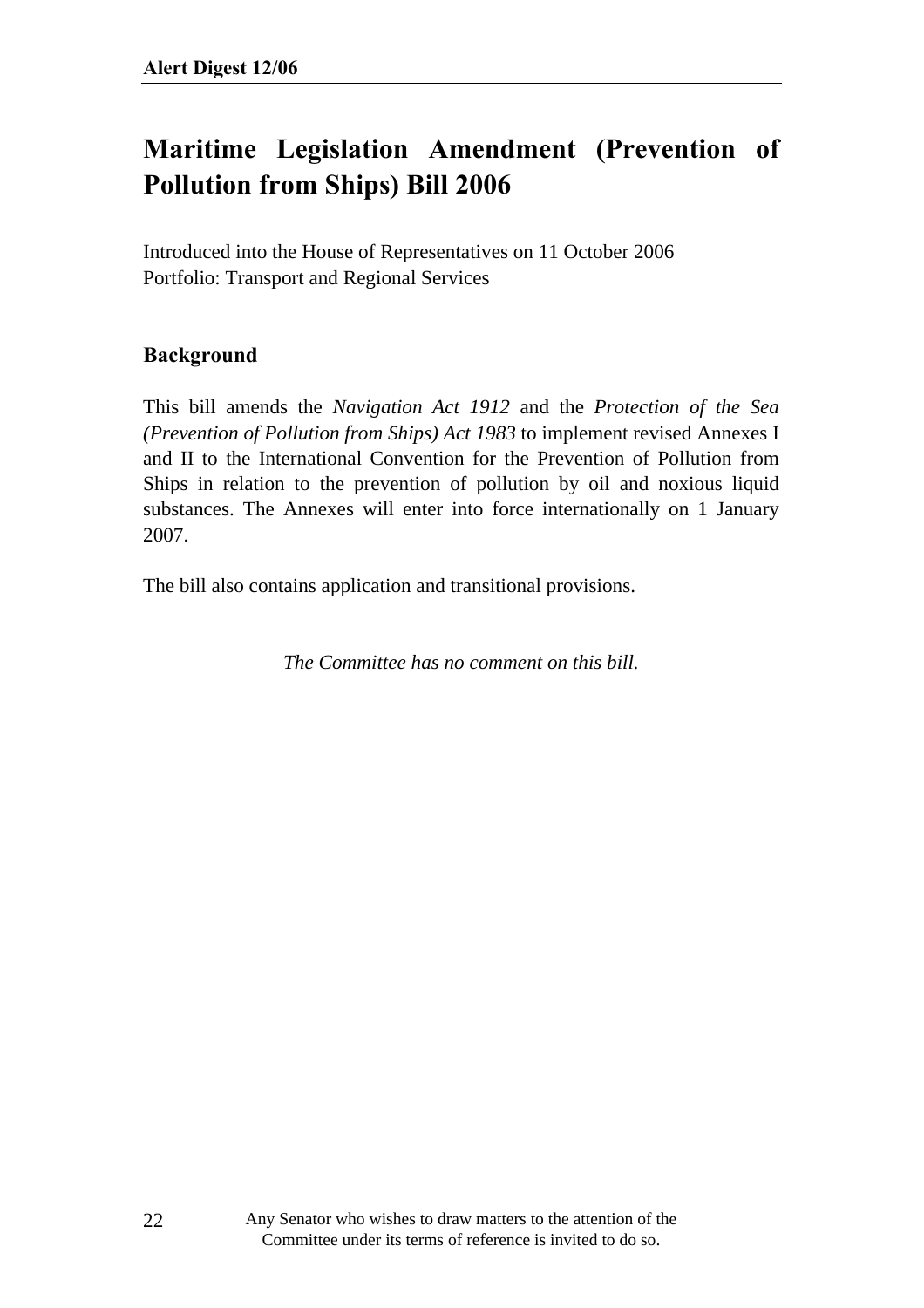# Maritime Legislation Amendment (Prevention of Pollution from Ships) Bill 2006

Introduced into the House of Representatives on 11 October 2006
Portfolio: Transport and Regional Services

## Background

This bill amends the *Navigation Act 1912* and the *Protection of the Sea (Prevention of Pollution from Ships) Act 1983* to implement revised Annexes I and II to the International Convention for the Prevention of Pollution from Ships in relation to the prevention of pollution by oil and noxious liquid substances. The Annexes will enter into force internationally on 1 January 2007.

The bill also contains application and transitional provisions.

*The Committee has no comment on this bill.*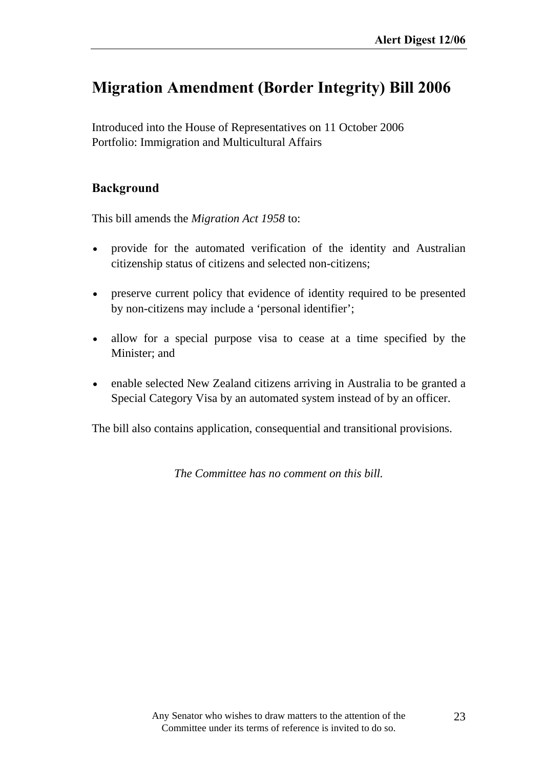# Migration Amendment (Border Integrity) Bill 2006

Introduced into the House of Representatives on 11 October 2006
Portfolio: Immigration and Multicultural Affairs

## Background

This bill amends the *Migration Act 1958* to:

- provide for the automated verification of the identity and Australian citizenship status of citizens and selected non-citizens;
- preserve current policy that evidence of identity required to be presented by non-citizens may include a 'personal identifier';
- allow for a special purpose visa to cease at a time specified by the Minister; and
- enable selected New Zealand citizens arriving in Australia to be granted a Special Category Visa by an automated system instead of by an officer.

The bill also contains application, consequential and transitional provisions.

*The Committee has no comment on this bill.*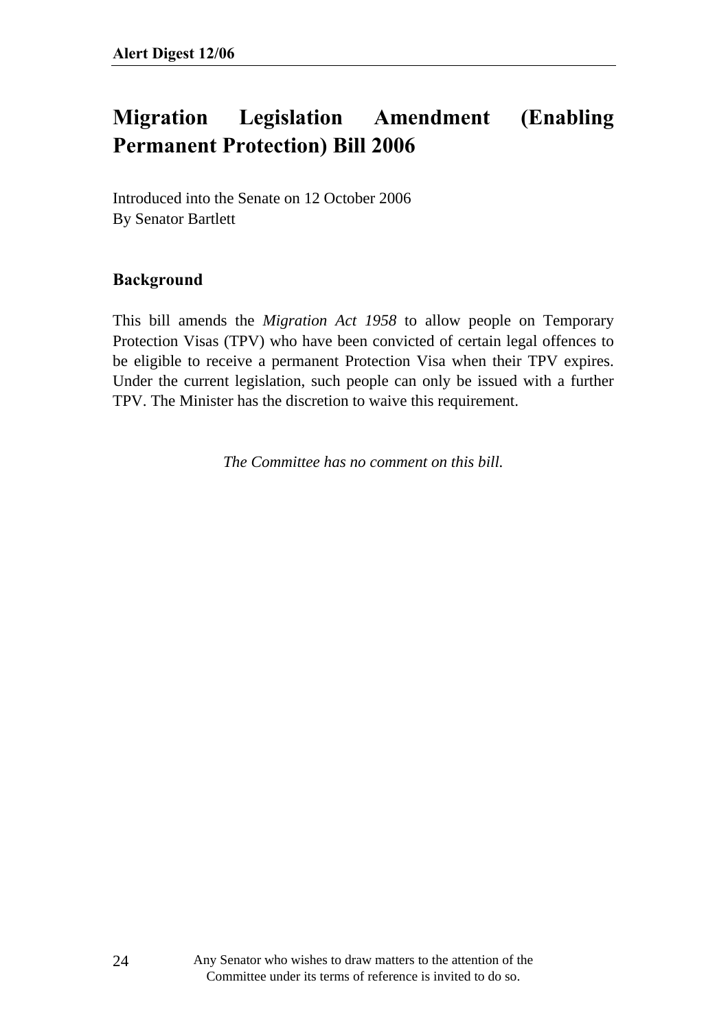# Migration Legislation Amendment (Enabling Permanent Protection) Bill 2006

Introduced into the Senate on 12 October 2006
By Senator Bartlett

## Background

This bill amends the *Migration Act 1958* to allow people on Temporary Protection Visas (TPV) who have been convicted of certain legal offences to be eligible to receive a permanent Protection Visa when their TPV expires. Under the current legislation, such people can only be issued with a further TPV. The Minister has the discretion to waive this requirement.

*The Committee has no comment on this bill.*

Any Senator who wishes to draw matters to the attention of the Committee under its terms of reference is invited to do so.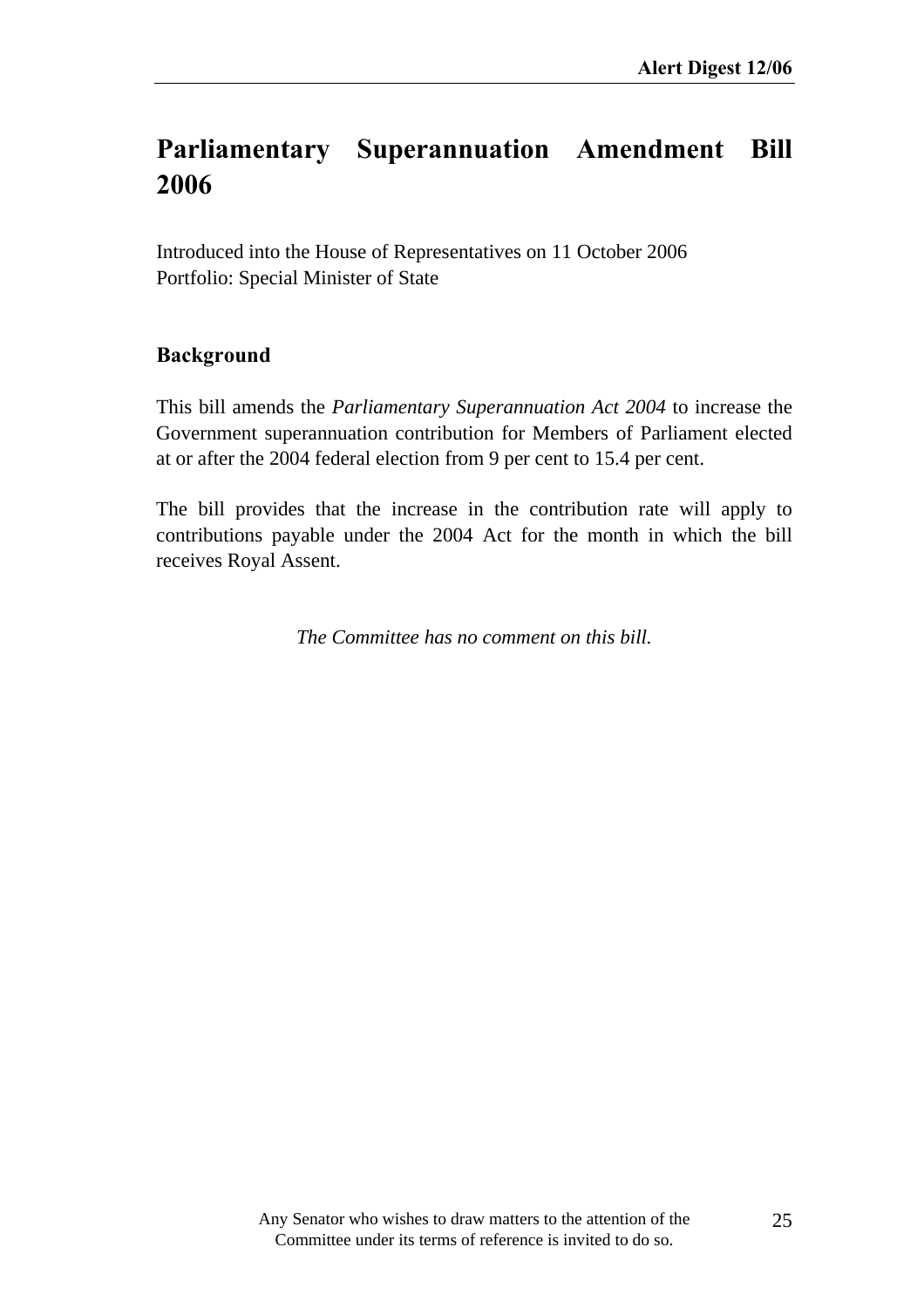# Parliamentary Superannuation Amendment Bill 2006

Introduced into the House of Representatives on 11 October 2006
Portfolio: Special Minister of State

## Background

This bill amends the *Parliamentary Superannuation Act 2004* to increase the Government superannuation contribution for Members of Parliament elected at or after the 2004 federal election from 9 per cent to 15.4 per cent.

The bill provides that the increase in the contribution rate will apply to contributions payable under the 2004 Act for the month in which the bill receives Royal Assent.

*The Committee has no comment on this bill.*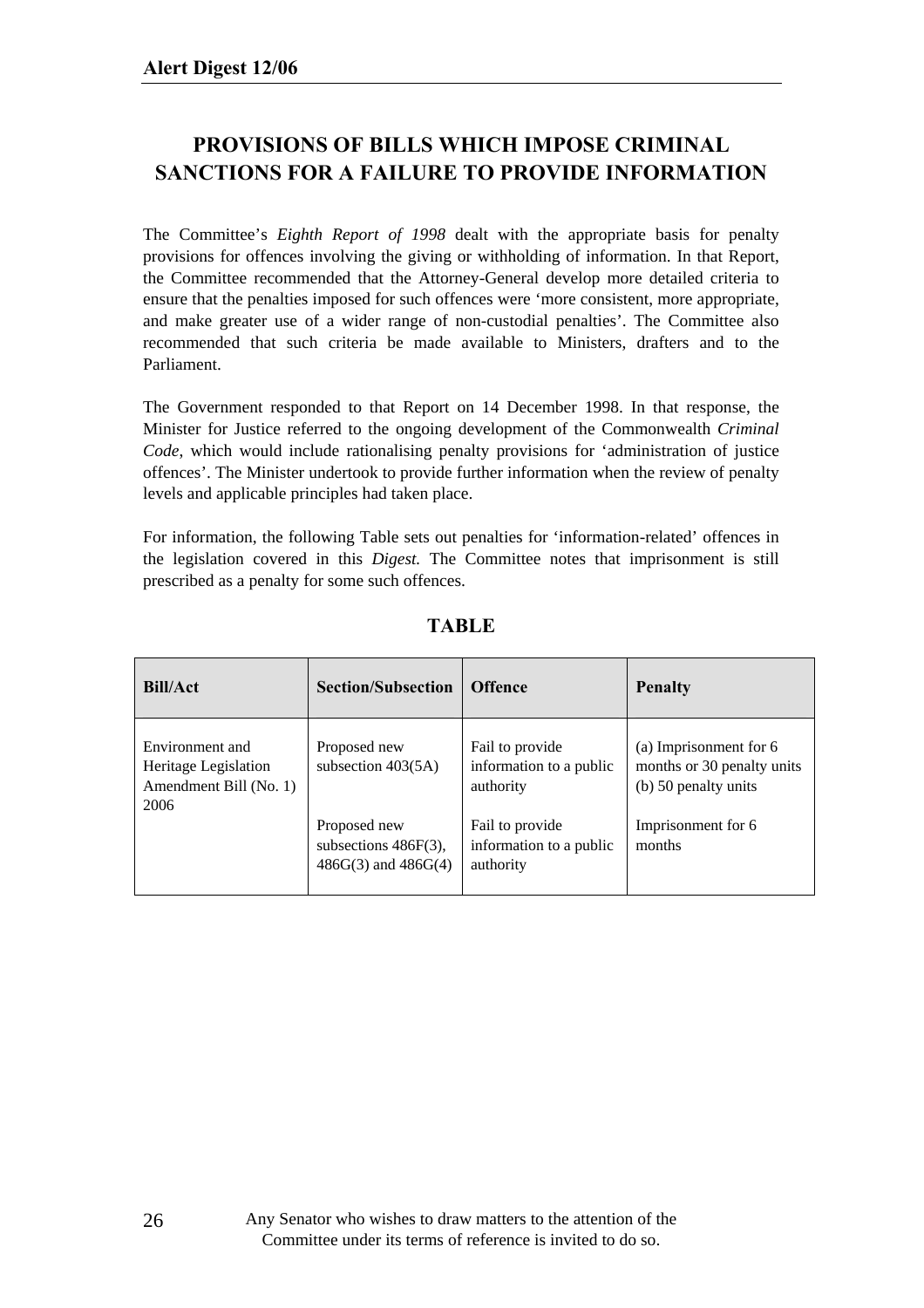# PROVISIONS OF BILLS WHICH IMPOSE CRIMINAL SANCTIONS FOR A FAILURE TO PROVIDE INFORMATION

The Committee's *Eighth Report of 1998* dealt with the appropriate basis for penalty provisions for offences involving the giving or withholding of information. In that Report, the Committee recommended that the Attorney-General develop more detailed criteria to ensure that the penalties imposed for such offences were 'more consistent, more appropriate, and make greater use of a wider range of non-custodial penalties'. The Committee also recommended that such criteria be made available to Ministers, drafters and to the Parliament.

The Government responded to that Report on 14 December 1998. In that response, the Minister for Justice referred to the ongoing development of the Commonwealth *Criminal Code*, which would include rationalising penalty provisions for 'administration of justice offences'. The Minister undertook to provide further information when the review of penalty levels and applicable principles had taken place.

For information, the following Table sets out penalties for 'information-related' offences in the legislation covered in this *Digest.* The Committee notes that imprisonment is still prescribed as a penalty for some such offences.

## TABLE

| Bill/Act | Section/Subsection | Offence | Penalty |
|---|---|---|---|
| Environment and Heritage Legislation Amendment Bill (No. 1) 2006 | Proposed new subsection 403(5A) | Fail to provide information to a public authority | (a) Imprisonment for 6 months or 30 penalty units (b) 50 penalty units |
| | Proposed new subsections 486F(3), 486G(3) and 486G(4) | Fail to provide information to a public authority | Imprisonment for 6 months |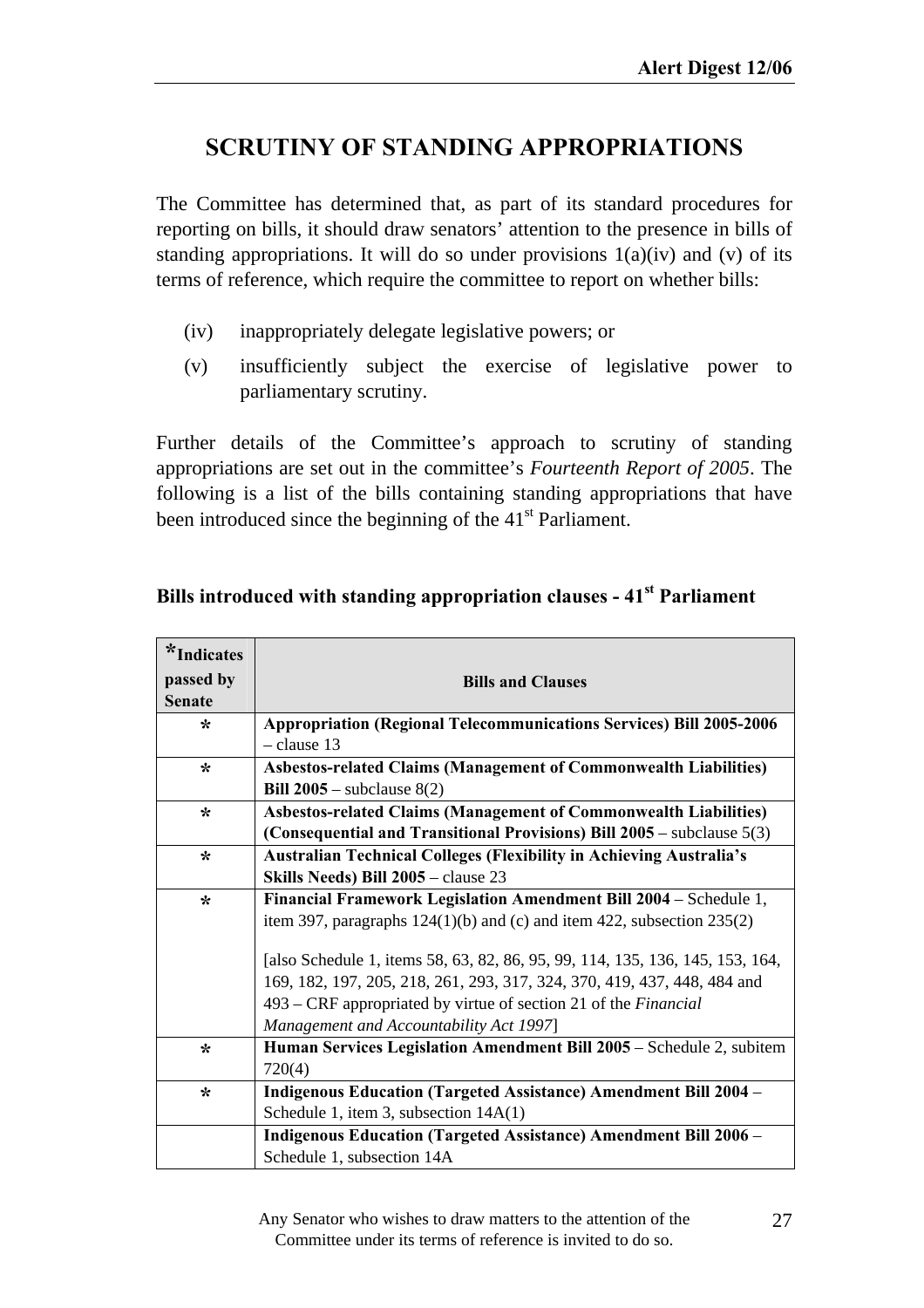# SCRUTINY OF STANDING APPROPRIATIONS

The Committee has determined that, as part of its standard procedures for reporting on bills, it should draw senators' attention to the presence in bills of standing appropriations. It will do so under provisions 1(a)(iv) and (v) of its terms of reference, which require the committee to report on whether bills:

(iv) inappropriately delegate legislative powers; or

(v) insufficiently subject the exercise of legislative power to parliamentary scrutiny.

Further details of the Committee's approach to scrutiny of standing appropriations are set out in the committee's *Fourteenth Report of 2005*. The following is a list of the bills containing standing appropriations that have been introduced since the beginning of the 41st Parliament.

### Bills introduced with standing appropriation clauses - 41st Parliament

| *Indicates passed by Senate | Bills and Clauses |
|---|---|
| * | **Appropriation (Regional Telecommunications Services) Bill 2005-2006** – clause 13 |
| * | **Asbestos-related Claims (Management of Commonwealth Liabilities) Bill 2005** – subclause 8(2) |
| * | **Asbestos-related Claims (Management of Commonwealth Liabilities) (Consequential and Transitional Provisions) Bill 2005** – subclause 5(3) |
| * | **Australian Technical Colleges (Flexibility in Achieving Australia's Skills Needs) Bill 2005** – clause 23 |
| * | **Financial Framework Legislation Amendment Bill 2004** – Schedule 1, item 397, paragraphs 124(1)(b) and (c) and item 422, subsection 235(2)<br><br>[also Schedule 1, items 58, 63, 82, 86, 95, 99, 114, 135, 136, 145, 153, 164, 169, 182, 197, 205, 218, 261, 293, 317, 324, 370, 419, 437, 448, 484 and 493 – CRF appropriated by virtue of section 21 of the *Financial Management and Accountability Act 1997*] |
| * | **Human Services Legislation Amendment Bill 2005** – Schedule 2, subitem 720(4) |
| * | **Indigenous Education (Targeted Assistance) Amendment Bill 2004** – Schedule 1, item 3, subsection 14A(1) |
| | **Indigenous Education (Targeted Assistance) Amendment Bill 2006** – Schedule 1, subsection 14A |

Any Senator who wishes to draw matters to the attention of the Committee under its terms of reference is invited to do so.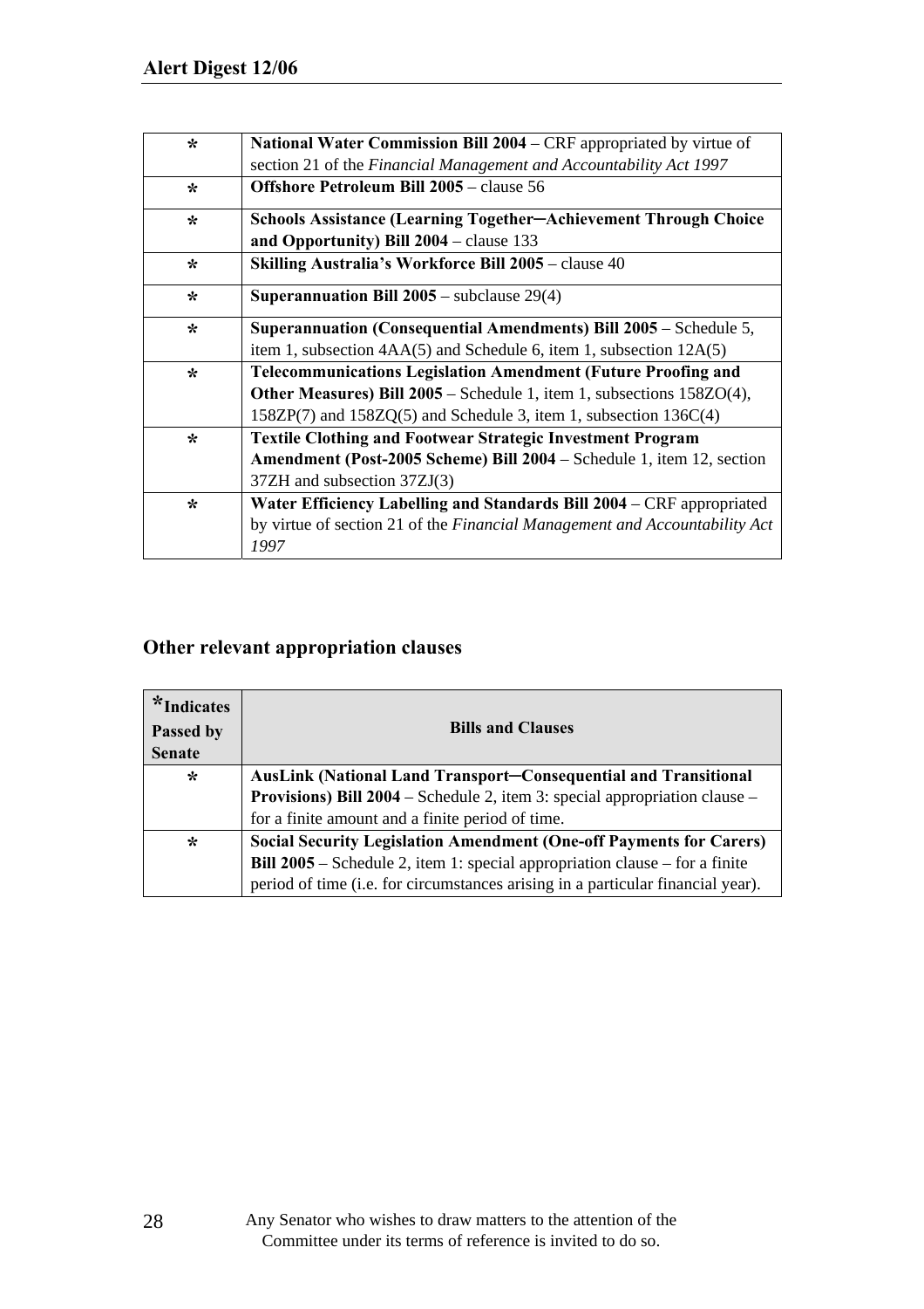| | |
|---|---|
| * | **National Water Commission Bill 2004** – CRF appropriated by virtue of section 21 of the *Financial Management and Accountability Act 1997* |
| * | **Offshore Petroleum Bill 2005** – clause 56 |
| * | **Schools Assistance (Learning Together─Achievement Through Choice and Opportunity) Bill 2004** – clause 133 |
| * | **Skilling Australia's Workforce Bill 2005** – clause 40 |
| * | **Superannuation Bill 2005** – subclause 29(4) |
| * | **Superannuation (Consequential Amendments) Bill 2005** – Schedule 5, item 1, subsection 4AA(5) and Schedule 6, item 1, subsection 12A(5) |
| * | **Telecommunications Legislation Amendment (Future Proofing and Other Measures) Bill 2005** – Schedule 1, item 1, subsections 158ZO(4), 158ZP(7) and 158ZQ(5) and Schedule 3, item 1, subsection 136C(4) |
| * | **Textile Clothing and Footwear Strategic Investment Program Amendment (Post-2005 Scheme) Bill 2004** – Schedule 1, item 12, section 37ZH and subsection 37ZJ(3) |
| * | **Water Efficiency Labelling and Standards Bill 2004** – CRF appropriated by virtue of section 21 of the *Financial Management and Accountability Act 1997* |

## Other relevant appropriation clauses

| ***Indicates Passed by Senate** | **Bills and Clauses** |
|---|---|
| * | **AusLink (National Land Transport─Consequential and Transitional Provisions) Bill 2004** – Schedule 2, item 3: special appropriation clause – for a finite amount and a finite period of time. |
| * | **Social Security Legislation Amendment (One-off Payments for Carers) Bill 2005** – Schedule 2, item 1: special appropriation clause – for a finite period of time (i.e. for circumstances arising in a particular financial year). |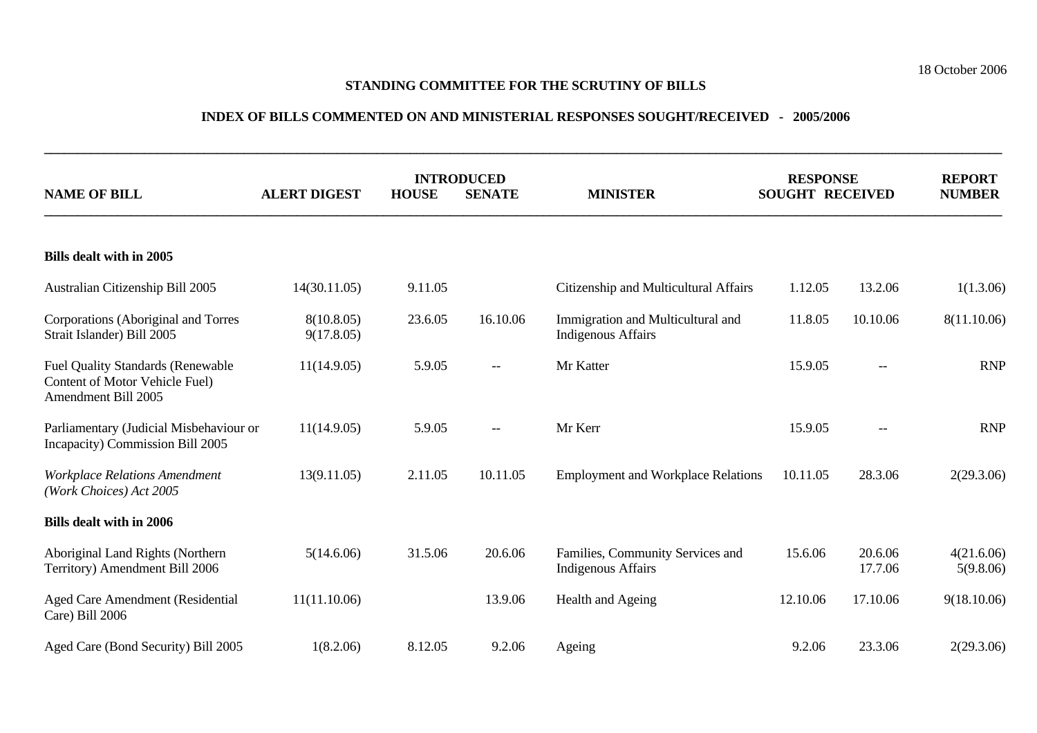18 October 2006

**STANDING COMMITTEE FOR THE SCRUTINY OF BILLS**

**INDEX OF BILLS COMMENTED ON AND MINISTERIAL RESPONSES SOUGHT/RECEIVED - 2005/2006**

| NAME OF BILL | ALERT DIGEST | INTRODUCED | | MINISTER | RESPONSE | | REPORT NUMBER |
|---|---|---|---|---|---|---|---|
| | | HOUSE | SENATE | | SOUGHT | RECEIVED | |
| **Bills dealt with in 2005** | | | | | | | |
| Australian Citizenship Bill 2005 | 14(30.11.05) | 9.11.05 | | Citizenship and Multicultural Affairs | 1.12.05 | 13.2.06 | 1(1.3.06) |
| Corporations (Aboriginal and Torres Strait Islander) Bill 2005 | 8(10.8.05) 9(17.8.05) | 23.6.05 | 16.10.06 | Immigration and Multicultural and Indigenous Affairs | 11.8.05 | 10.10.06 | 8(11.10.06) |
| Fuel Quality Standards (Renewable Content of Motor Vehicle Fuel) Amendment Bill 2005 | 11(14.9.05) | 5.9.05 | -- | Mr Katter | 15.9.05 | -- | RNP |
| Parliamentary (Judicial Misbehaviour or Incapacity) Commission Bill 2005 | 11(14.9.05) | 5.9.05 | -- | Mr Kerr | 15.9.05 | -- | RNP |
| *Workplace Relations Amendment (Work Choices) Act 2005* | 13(9.11.05) | 2.11.05 | 10.11.05 | Employment and Workplace Relations | 10.11.05 | 28.3.06 | 2(29.3.06) |
| **Bills dealt with in 2006** | | | | | | | |
| Aboriginal Land Rights (Northern Territory) Amendment Bill 2006 | 5(14.6.06) | 31.5.06 | 20.6.06 | Families, Community Services and Indigenous Affairs | 15.6.06 | 20.6.06 17.7.06 | 4(21.6.06) 5(9.8.06) |
| Aged Care Amendment (Residential Care) Bill 2006 | 11(11.10.06) | | 13.9.06 | Health and Ageing | 12.10.06 | 17.10.06 | 9(18.10.06) |
| Aged Care (Bond Security) Bill 2005 | 1(8.2.06) | 8.12.05 | 9.2.06 | Ageing | 9.2.06 | 23.3.06 | 2(29.3.06) |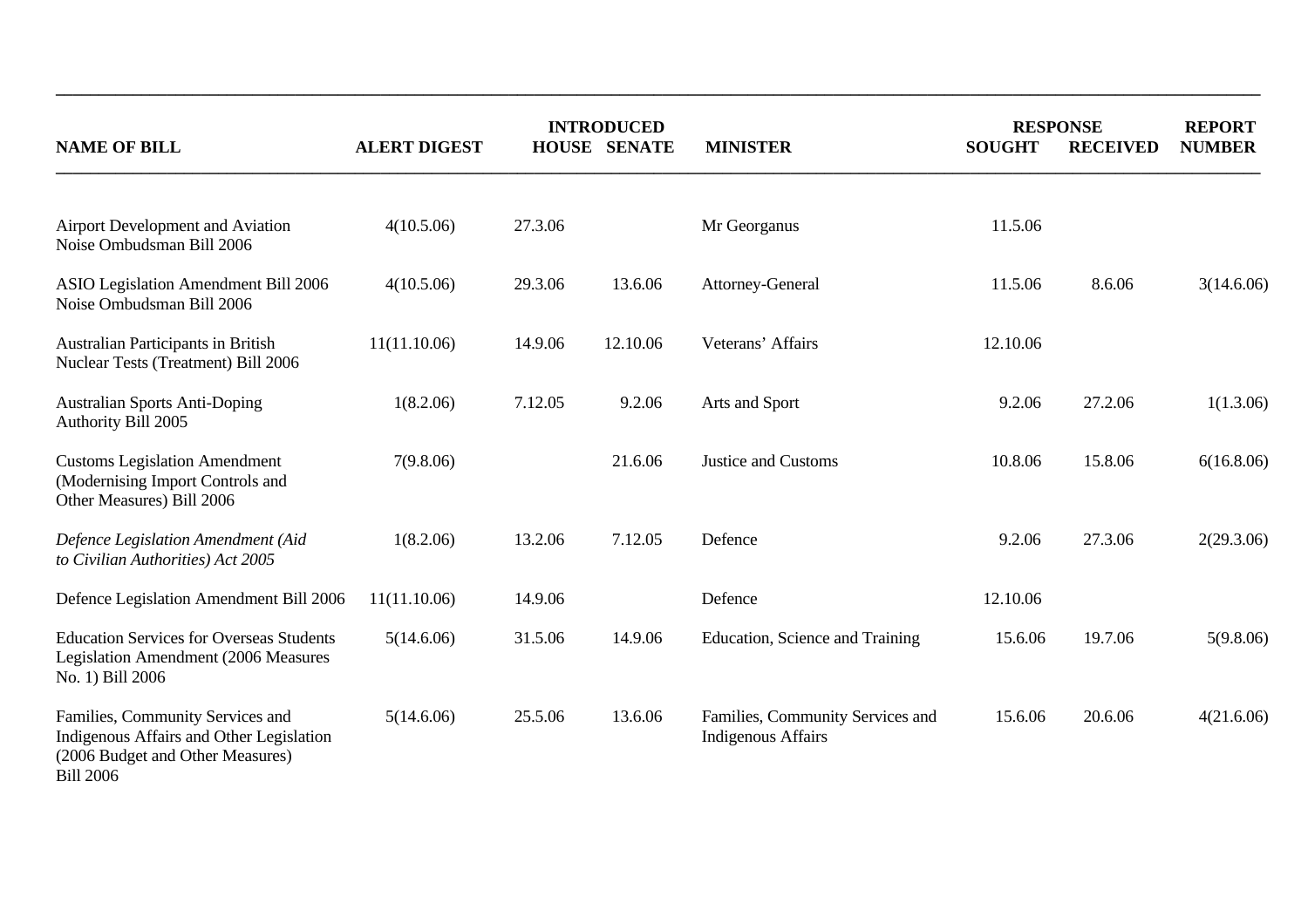| NAME OF BILL | ALERT DIGEST | INTRODUCED | | MINISTER | RESPONSE | | REPORT NUMBER |
|---|---|---|---|---|---|---|---|
| | | HOUSE | SENATE | | SOUGHT | RECEIVED | |
| Airport Development and Aviation Noise Ombudsman Bill 2006 | 4(10.5.06) | 27.3.06 | | Mr Georganus | 11.5.06 | | |
| ASIO Legislation Amendment Bill 2006 Noise Ombudsman Bill 2006 | 4(10.5.06) | 29.3.06 | 13.6.06 | Attorney-General | 11.5.06 | 8.6.06 | 3(14.6.06) |
| Australian Participants in British Nuclear Tests (Treatment) Bill 2006 | 11(11.10.06) | 14.9.06 | 12.10.06 | Veterans' Affairs | 12.10.06 | | |
| Australian Sports Anti-Doping Authority Bill 2005 | 1(8.2.06) | 7.12.05 | 9.2.06 | Arts and Sport | 9.2.06 | 27.2.06 | 1(1.3.06) |
| Customs Legislation Amendment (Modernising Import Controls and Other Measures) Bill 2006 | 7(9.8.06) | | 21.6.06 | Justice and Customs | 10.8.06 | 15.8.06 | 6(16.8.06) |
| *Defence Legislation Amendment (Aid to Civilian Authorities) Act 2005* | 1(8.2.06) | 13.2.06 | 7.12.05 | Defence | 9.2.06 | 27.3.06 | 2(29.3.06) |
| Defence Legislation Amendment Bill 2006 | 11(11.10.06) | 14.9.06 | | Defence | 12.10.06 | | |
| Education Services for Overseas Students Legislation Amendment (2006 Measures No. 1) Bill 2006 | 5(14.6.06) | 31.5.06 | 14.9.06 | Education, Science and Training | 15.6.06 | 19.7.06 | 5(9.8.06) |
| Families, Community Services and Indigenous Affairs and Other Legislation (2006 Budget and Other Measures) Bill 2006 | 5(14.6.06) | 25.5.06 | 13.6.06 | Families, Community Services and Indigenous Affairs | 15.6.06 | 20.6.06 | 4(21.6.06) |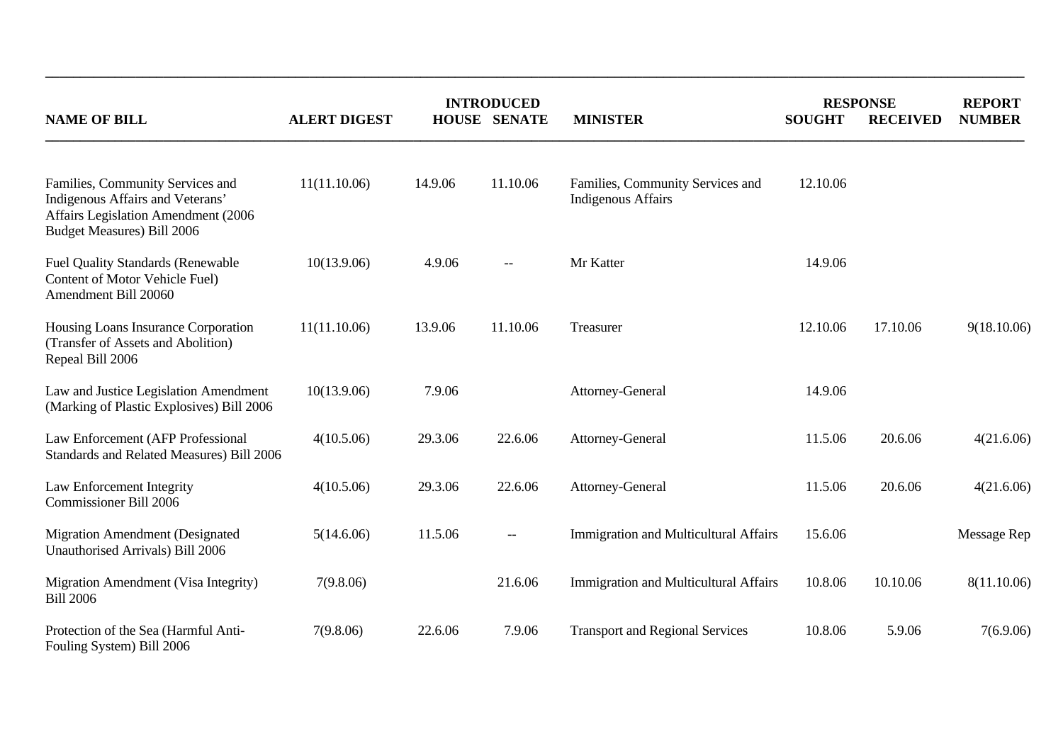| NAME OF BILL | ALERT DIGEST | INTRODUCED | | MINISTER | RESPONSE | | REPORT NUMBER |
|---|---|---|---|---|---|---|---|
| | | HOUSE | SENATE | | SOUGHT | RECEIVED | |
| Families, Community Services and Indigenous Affairs and Veterans' Affairs Legislation Amendment (2006 Budget Measures) Bill 2006 | 11(11.10.06) | 14.9.06 | 11.10.06 | Families, Community Services and Indigenous Affairs | 12.10.06 | | |
| Fuel Quality Standards (Renewable Content of Motor Vehicle Fuel) Amendment Bill 20060 | 10(13.9.06) | 4.9.06 | -- | Mr Katter | 14.9.06 | | |
| Housing Loans Insurance Corporation (Transfer of Assets and Abolition) Repeal Bill 2006 | 11(11.10.06) | 13.9.06 | 11.10.06 | Treasurer | 12.10.06 | 17.10.06 | 9(18.10.06) |
| Law and Justice Legislation Amendment (Marking of Plastic Explosives) Bill 2006 | 10(13.9.06) | 7.9.06 | | Attorney-General | 14.9.06 | | |
| Law Enforcement (AFP Professional Standards and Related Measures) Bill 2006 | 4(10.5.06) | 29.3.06 | 22.6.06 | Attorney-General | 11.5.06 | 20.6.06 | 4(21.6.06) |
| Law Enforcement Integrity Commissioner Bill 2006 | 4(10.5.06) | 29.3.06 | 22.6.06 | Attorney-General | 11.5.06 | 20.6.06 | 4(21.6.06) |
| Migration Amendment (Designated Unauthorised Arrivals) Bill 2006 | 5(14.6.06) | 11.5.06 | -- | Immigration and Multicultural Affairs | 15.6.06 | | Message Rep |
| Migration Amendment (Visa Integrity) Bill 2006 | 7(9.8.06) | | 21.6.06 | Immigration and Multicultural Affairs | 10.8.06 | 10.10.06 | 8(11.10.06) |
| Protection of the Sea (Harmful Anti-Fouling System) Bill 2006 | 7(9.8.06) | 22.6.06 | 7.9.06 | Transport and Regional Services | 10.8.06 | 5.9.06 | 7(6.9.06) |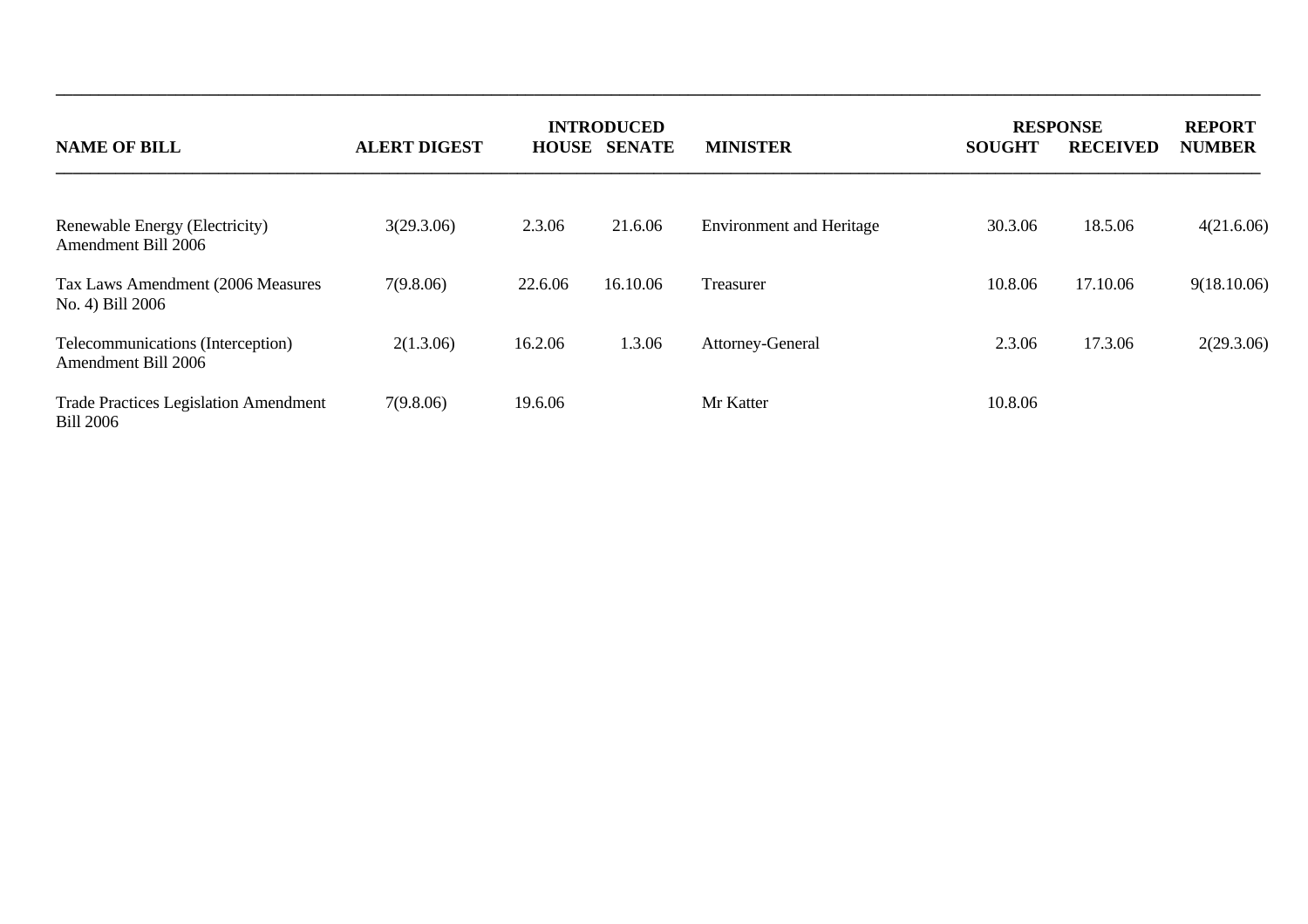| NAME OF BILL | ALERT DIGEST | INTRODUCED | | MINISTER | RESPONSE | | REPORT NUMBER |
|---|---|---|---|---|---|---|---|
| | | HOUSE | SENATE | | SOUGHT | RECEIVED | |
| Renewable Energy (Electricity) Amendment Bill 2006 | 3(29.3.06) | 2.3.06 | 21.6.06 | Environment and Heritage | 30.3.06 | 18.5.06 | 4(21.6.06) |
| Tax Laws Amendment (2006 Measures No. 4) Bill 2006 | 7(9.8.06) | 22.6.06 | 16.10.06 | Treasurer | 10.8.06 | 17.10.06 | 9(18.10.06) |
| Telecommunications (Interception) Amendment Bill 2006 | 2(1.3.06) | 16.2.06 | 1.3.06 | Attorney-General | 2.3.06 | 17.3.06 | 2(29.3.06) |
| Trade Practices Legislation Amendment Bill 2006 | 7(9.8.06) | 19.6.06 | | Mr Katter | 10.8.06 | | |